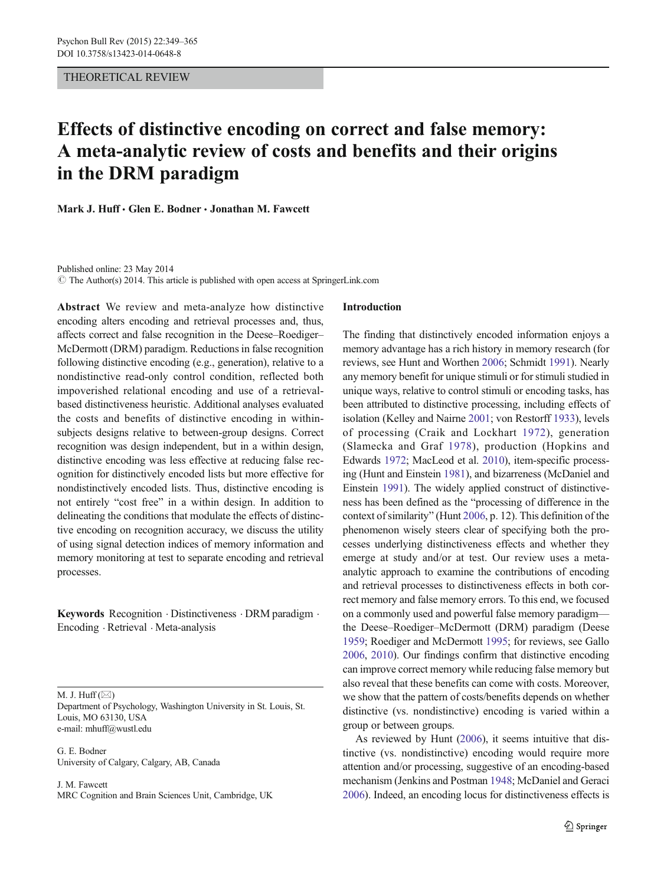THEORETICAL REVIEW

# Effects of distinctive encoding on correct and false memory: A meta-analytic review of costs and benefits and their origins in the DRM paradigm

**Mark J. Huff · Glen E. Bodner · Jonathan M. Fawcett**

Published online: 23 May 2014
© The Author(s) 2014. This article is published with open access at SpringerLink.com

**Abstract** We review and meta-analyze how distinctive encoding alters encoding and retrieval processes and, thus, affects correct and false recognition in the Deese–Roediger–McDermott (DRM) paradigm. Reductions in false recognition following distinctive encoding (e.g., generation), relative to a nondistinctive read-only control condition, reflected both impoverished relational encoding and use of a retrieval-based distinctiveness heuristic. Additional analyses evaluated the costs and benefits of distinctive encoding in within-subjects designs relative to between-group designs. Correct recognition was design independent, but in a within design, distinctive encoding was less effective at reducing false recognition for distinctively encoded lists but more effective for nondistinctively encoded lists. Thus, distinctive encoding is not entirely "cost free" in a within design. In addition to delineating the conditions that modulate the effects of distinctive encoding on recognition accuracy, we discuss the utility of using signal detection indices of memory information and memory monitoring at test to separate encoding and retrieval processes.

**Keywords** Recognition · Distinctiveness · DRM paradigm · Encoding · Retrieval · Meta-analysis

M. J. Huff (✉)
Department of Psychology, Washington University in St. Louis, St. Louis, MO 63130, USA
e-mail: mhuff@wustl.edu

G. E. Bodner
University of Calgary, Calgary, AB, Canada

J. M. Fawcett
MRC Cognition and Brain Sciences Unit, Cambridge, UK

## Introduction

The finding that distinctively encoded information enjoys a memory advantage has a rich history in memory research (for reviews, see Hunt and Worthen 2006; Schmidt 1991). Nearly any memory benefit for unique stimuli or for stimuli studied in unique ways, relative to control stimuli or encoding tasks, has been attributed to distinctive processing, including effects of isolation (Kelley and Nairne 2001; von Restorff 1933), levels of processing (Craik and Lockhart 1972), generation (Slamecka and Graf 1978), production (Hopkins and Edwards 1972; MacLeod et al. 2010), item-specific processing (Hunt and Einstein 1981), and bizarreness (McDaniel and Einstein 1991). The widely applied construct of distinctiveness has been defined as the "processing of difference in the context of similarity" (Hunt 2006, p. 12). This definition of the phenomenon wisely steers clear of specifying both the processes underlying distinctiveness effects and whether they emerge at study and/or at test. Our review uses a meta-analytic approach to examine the contributions of encoding and retrieval processes to distinctiveness effects in both correct memory and false memory errors. To this end, we focused on a commonly used and powerful false memory paradigm—the Deese–Roediger–McDermott (DRM) paradigm (Deese 1959; Roediger and McDermott 1995; for reviews, see Gallo 2006, 2010). Our findings confirm that distinctive encoding can improve correct memory while reducing false memory but also reveal that these benefits can come with costs. Moreover, we show that the pattern of costs/benefits depends on whether distinctive (vs. nondistinctive) encoding is varied within a group or between groups.

As reviewed by Hunt (2006), it seems intuitive that distinctive (vs. nondistinctive) encoding would require more attention and/or processing, suggestive of an encoding-based mechanism (Jenkins and Postman 1948; McDaniel and Geraci 2006). Indeed, an encoding locus for distinctiveness effects is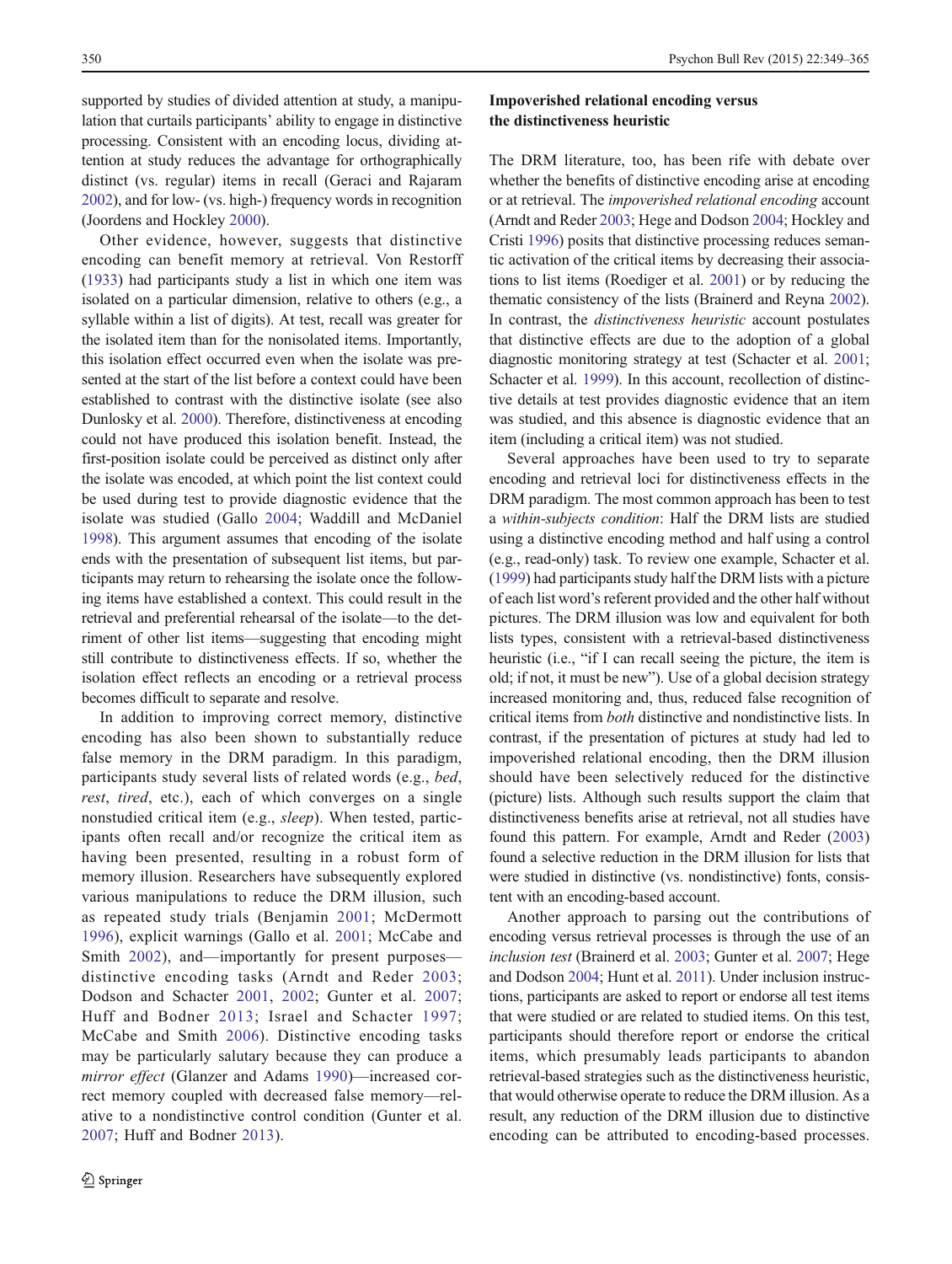supported by studies of divided attention at study, a manipulation that curtails participants' ability to engage in distinctive processing. Consistent with an encoding locus, dividing attention at study reduces the advantage for orthographically distinct (vs. regular) items in recall (Geraci and Rajaram 2002), and for low- (vs. high-) frequency words in recognition (Joordens and Hockley 2000).

Other evidence, however, suggests that distinctive encoding can benefit memory at retrieval. Von Restorff (1933) had participants study a list in which one item was isolated on a particular dimension, relative to others (e.g., a syllable within a list of digits). At test, recall was greater for the isolated item than for the nonisolated items. Importantly, this isolation effect occurred even when the isolate was presented at the start of the list before a context could have been established to contrast with the distinctive isolate (see also Dunlosky et al. 2000). Therefore, distinctiveness at encoding could not have produced this isolation benefit. Instead, the first-position isolate could be perceived as distinct only after the isolate was encoded, at which point the list context could be used during test to provide diagnostic evidence that the isolate was studied (Gallo 2004; Waddill and McDaniel 1998). This argument assumes that encoding of the isolate ends with the presentation of subsequent list items, but participants may return to rehearsing the isolate once the following items have established a context. This could result in the retrieval and preferential rehearsal of the isolate—to the detriment of other list items—suggesting that encoding might still contribute to distinctiveness effects. If so, whether the isolation effect reflects an encoding or a retrieval process becomes difficult to separate and resolve.

In addition to improving correct memory, distinctive encoding has also been shown to substantially reduce false memory in the DRM paradigm. In this paradigm, participants study several lists of related words (e.g., *bed*, *rest*, *tired*, etc.), each of which converges on a single nonstudied critical item (e.g., *sleep*). When tested, participants often recall and/or recognize the critical item as having been presented, resulting in a robust form of memory illusion. Researchers have subsequently explored various manipulations to reduce the DRM illusion, such as repeated study trials (Benjamin 2001; McDermott 1996), explicit warnings (Gallo et al. 2001; McCabe and Smith 2002), and—importantly for present purposes—distinctive encoding tasks (Arndt and Reder 2003; Dodson and Schacter 2001, 2002; Gunter et al. 2007; Huff and Bodner 2013; Israel and Schacter 1997; McCabe and Smith 2006). Distinctive encoding tasks may be particularly salutary because they can produce a *mirror effect* (Glanzer and Adams 1990)—increased correct memory coupled with decreased false memory—relative to a nondistinctive control condition (Gunter et al. 2007; Huff and Bodner 2013).

## Impoverished relational encoding versus the distinctiveness heuristic

The DRM literature, too, has been rife with debate over whether the benefits of distinctive encoding arise at encoding or at retrieval. The *impoverished relational encoding* account (Arndt and Reder 2003; Hege and Dodson 2004; Hockley and Cristi 1996) posits that distinctive processing reduces semantic activation of the critical items by decreasing their associations to list items (Roediger et al. 2001) or by reducing the thematic consistency of the lists (Brainerd and Reyna 2002). In contrast, the *distinctiveness heuristic* account postulates that distinctive effects are due to the adoption of a global diagnostic monitoring strategy at test (Schacter et al. 2001; Schacter et al. 1999). In this account, recollection of distinctive details at test provides diagnostic evidence that an item was studied, and this absence is diagnostic evidence that an item (including a critical item) was not studied.

Several approaches have been used to try to separate encoding and retrieval loci for distinctiveness effects in the DRM paradigm. The most common approach has been to test a *within-subjects condition*: Half the DRM lists are studied using a distinctive encoding method and half using a control (e.g., read-only) task. To review one example, Schacter et al. (1999) had participants study half the DRM lists with a picture of each list word's referent provided and the other half without pictures. The DRM illusion was low and equivalent for both lists types, consistent with a retrieval-based distinctiveness heuristic (i.e., "if I can recall seeing the picture, the item is old; if not, it must be new"). Use of a global decision strategy increased monitoring and, thus, reduced false recognition of critical items from *both* distinctive and nondistinctive lists. In contrast, if the presentation of pictures at study had led to impoverished relational encoding, then the DRM illusion should have been selectively reduced for the distinctive (picture) lists. Although such results support the claim that distinctiveness benefits arise at retrieval, not all studies have found this pattern. For example, Arndt and Reder (2003) found a selective reduction in the DRM illusion for lists that were studied in distinctive (vs. nondistinctive) fonts, consistent with an encoding-based account.

Another approach to parsing out the contributions of encoding versus retrieval processes is through the use of an *inclusion test* (Brainerd et al. 2003; Gunter et al. 2007; Hege and Dodson 2004; Hunt et al. 2011). Under inclusion instructions, participants are asked to report or endorse all test items that were studied or are related to studied items. On this test, participants should therefore report or endorse the critical items, which presumably leads participants to abandon retrieval-based strategies such as the distinctiveness heuristic, that would otherwise operate to reduce the DRM illusion. As a result, any reduction of the DRM illusion due to distinctive encoding can be attributed to encoding-based processes.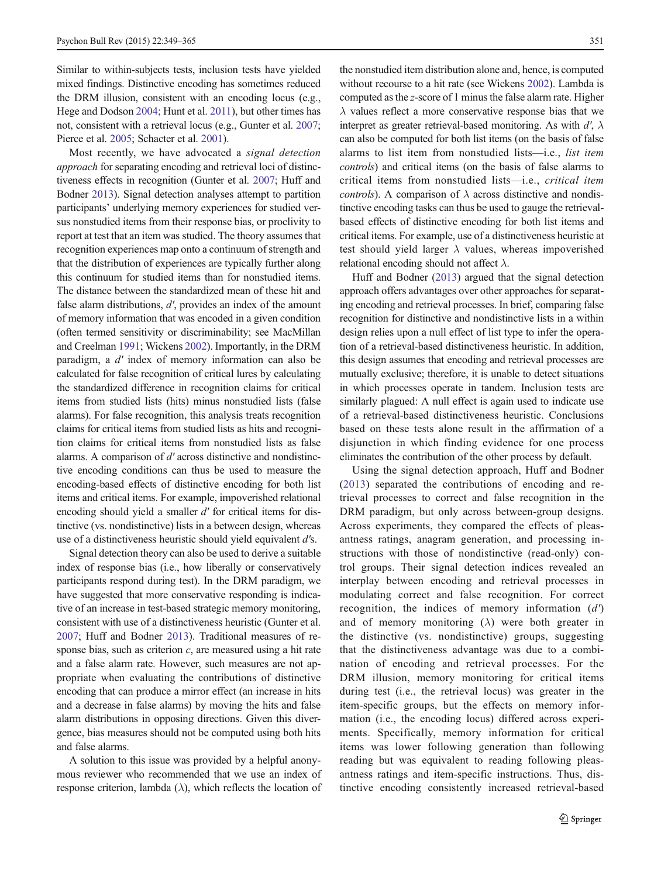Similar to within-subjects tests, inclusion tests have yielded mixed findings. Distinctive encoding has sometimes reduced the DRM illusion, consistent with an encoding locus (e.g., Hege and Dodson 2004; Hunt et al. 2011), but other times has not, consistent with a retrieval locus (e.g., Gunter et al. 2007; Pierce et al. 2005; Schacter et al. 2001).

Most recently, we have advocated a *signal detection approach* for separating encoding and retrieval loci of distinctiveness effects in recognition (Gunter et al. 2007; Huff and Bodner 2013). Signal detection analyses attempt to partition participants' underlying memory experiences for studied versus nonstudied items from their response bias, or proclivity to report at test that an item was studied. The theory assumes that recognition experiences map onto a continuum of strength and that the distribution of experiences are typically further along this continuum for studied items than for nonstudied items. The distance between the standardized mean of these hit and false alarm distributions, $d'$, provides an index of the amount of memory information that was encoded in a given condition (often termed sensitivity or discriminability; see MacMillan and Creelman 1991; Wickens 2002). Importantly, in the DRM paradigm, a $d'$ index of memory information can also be calculated for false recognition of critical lures by calculating the standardized difference in recognition claims for critical items from studied lists (hits) minus nonstudied lists (false alarms). For false recognition, this analysis treats recognition claims for critical items from studied lists as hits and recognition claims for critical items from nonstudied lists as false alarms. A comparison of $d'$ across distinctive and nondistinctive encoding conditions can thus be used to measure the encoding-based effects of distinctive encoding for both list items and critical items. For example, impoverished relational encoding should yield a smaller $d'$ for critical items for distinctive (vs. nondistinctive) lists in a between design, whereas use of a distinctiveness heuristic should yield equivalent $d'$s.

Signal detection theory can also be used to derive a suitable index of response bias (i.e., how liberally or conservatively participants respond during test). In the DRM paradigm, we have suggested that more conservative responding is indicative of an increase in test-based strategic memory monitoring, consistent with use of a distinctiveness heuristic (Gunter et al. 2007; Huff and Bodner 2013). Traditional measures of response bias, such as criterion $c$, are measured using a hit rate and a false alarm rate. However, such measures are not appropriate when evaluating the contributions of distinctive encoding that can produce a mirror effect (an increase in hits and a decrease in false alarms) by moving the hits and false alarm distributions in opposing directions. Given this divergence, bias measures should not be computed using both hits and false alarms.

A solution to this issue was provided by a helpful anonymous reviewer who recommended that we use an index of response criterion, lambda ($\lambda$), which reflects the location of the nonstudied item distribution alone and, hence, is computed without recourse to a hit rate (see Wickens 2002). Lambda is computed as the $z$-score of 1 minus the false alarm rate. Higher $\lambda$ values reflect a more conservative response bias that we interpret as greater retrieval-based monitoring. As with $d'$, $\lambda$ can also be computed for both list items (on the basis of false alarms to list item from nonstudied lists—i.e., *list item controls*) and critical items (on the basis of false alarms to critical items from nonstudied lists—i.e., *critical item controls*). A comparison of $\lambda$ across distinctive and nondistinctive encoding tasks can thus be used to gauge the retrieval-based effects of distinctive encoding for both list items and critical items. For example, use of a distinctiveness heuristic at test should yield larger $\lambda$ values, whereas impoverished relational encoding should not affect $\lambda$.

Huff and Bodner (2013) argued that the signal detection approach offers advantages over other approaches for separating encoding and retrieval processes. In brief, comparing false recognition for distinctive and nondistinctive lists in a within design relies upon a null effect of list type to infer the operation of a retrieval-based distinctiveness heuristic. In addition, this design assumes that encoding and retrieval processes are mutually exclusive; therefore, it is unable to detect situations in which processes operate in tandem. Inclusion tests are similarly plagued: A null effect is again used to indicate use of a retrieval-based distinctiveness heuristic. Conclusions based on these tests alone result in the affirmation of a disjunction in which finding evidence for one process eliminates the contribution of the other process by default.

Using the signal detection approach, Huff and Bodner (2013) separated the contributions of encoding and retrieval processes to correct and false recognition in the DRM paradigm, but only across between-group designs. Across experiments, they compared the effects of pleasantness ratings, anagram generation, and processing instructions with those of nondistinctive (read-only) control groups. Their signal detection indices revealed an interplay between encoding and retrieval processes in modulating correct and false recognition. For correct recognition, the indices of memory information ($d'$) and of memory monitoring ($\lambda$) were both greater in the distinctive (vs. nondistinctive) groups, suggesting that the distinctiveness advantage was due to a combination of encoding and retrieval processes. For the DRM illusion, memory monitoring for critical items during test (i.e., the retrieval locus) was greater in the item-specific groups, but the effects on memory information (i.e., the encoding locus) differed across experiments. Specifically, memory information for critical items was lower following generation than following reading but was equivalent to reading following pleasantness ratings and item-specific instructions. Thus, distinctive encoding consistently increased retrieval-based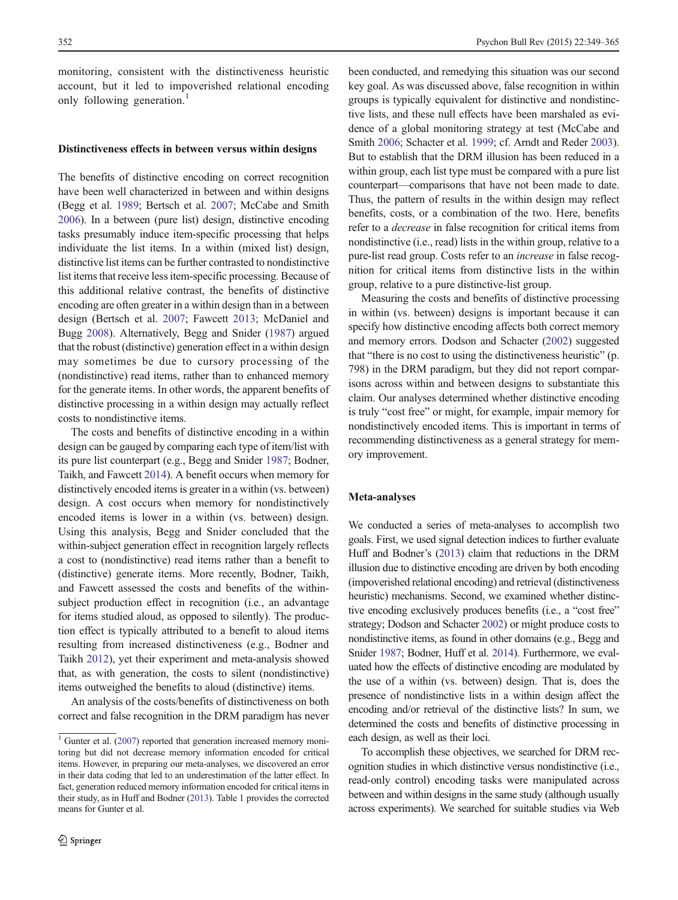monitoring, consistent with the distinctiveness heuristic account, but it led to impoverished relational encoding only following generation.[1]

### Distinctiveness effects in between versus within designs

The benefits of distinctive encoding on correct recognition have been well characterized in between and within designs (Begg et al. 1989; Bertsch et al. 2007; McCabe and Smith 2006). In a between (pure list) design, distinctive encoding tasks presumably induce item-specific processing that helps individuate the list items. In a within (mixed list) design, distinctive list items can be further contrasted to nondistinctive list items that receive less item-specific processing. Because of this additional relative contrast, the benefits of distinctive encoding are often greater in a within design than in a between design (Bertsch et al. 2007; Fawcett 2013; McDaniel and Bugg 2008). Alternatively, Begg and Snider (1987) argued that the robust (distinctive) generation effect in a within design may sometimes be due to cursory processing of the (nondistinctive) read items, rather than to enhanced memory for the generate items. In other words, the apparent benefits of distinctive processing in a within design may actually reflect costs to nondistinctive items.

The costs and benefits of distinctive encoding in a within design can be gauged by comparing each type of item/list with its pure list counterpart (e.g., Begg and Snider 1987; Bodner, Taikh, and Fawcett 2014). A benefit occurs when memory for distinctively encoded items is greater in a within (vs. between) design. A cost occurs when memory for nondistinctively encoded items is lower in a within (vs. between) design. Using this analysis, Begg and Snider concluded that the within-subject generation effect in recognition largely reflects a cost to (nondistinctive) read items rather than a benefit to (distinctive) generate items. More recently, Bodner, Taikh, and Fawcett assessed the costs and benefits of the within-subject production effect in recognition (i.e., an advantage for items studied aloud, as opposed to silently). The production effect is typically attributed to a benefit to aloud items resulting from increased distinctiveness (e.g., Bodner and Taikh 2012), yet their experiment and meta-analysis showed that, as with generation, the costs to silent (nondistinctive) items outweighed the benefits to aloud (distinctive) items.

An analysis of the costs/benefits of distinctiveness on both correct and false recognition in the DRM paradigm has never been conducted, and remedying this situation was our second key goal. As was discussed above, false recognition in within groups is typically equivalent for distinctive and nondistinctive lists, and these null effects have been marshaled as evidence of a global monitoring strategy at test (McCabe and Smith 2006; Schacter et al. 1999; cf. Arndt and Reder 2003). But to establish that the DRM illusion has been reduced in a within group, each list type must be compared with a pure list counterpart—comparisons that have not been made to date. Thus, the pattern of results in the within design may reflect benefits, costs, or a combination of the two. Here, benefits refer to a *decrease* in false recognition for critical items from nondistinctive (i.e., read) lists in the within group, relative to a pure-list read group. Costs refer to an *increase* in false recognition for critical items from distinctive lists in the within group, relative to a pure distinctive-list group.

Measuring the costs and benefits of distinctive processing in within (vs. between) designs is important because it can specify how distinctive encoding affects both correct memory and memory errors. Dodson and Schacter (2002) suggested that "there is no cost to using the distinctiveness heuristic" (p. 798) in the DRM paradigm, but they did not report comparisons across within and between designs to substantiate this claim. Our analyses determined whether distinctive encoding is truly "cost free" or might, for example, impair memory for nondistinctively encoded items. This is important in terms of recommending distinctiveness as a general strategy for memory improvement.

### Meta-analyses

We conducted a series of meta-analyses to accomplish two goals. First, we used signal detection indices to further evaluate Huff and Bodner's (2013) claim that reductions in the DRM illusion due to distinctive encoding are driven by both encoding (impoverished relational encoding) and retrieval (distinctiveness heuristic) mechanisms. Second, we examined whether distinctive encoding exclusively produces benefits (i.e., a "cost free" strategy; Dodson and Schacter 2002) or might produce costs to nondistinctive items, as found in other domains (e.g., Begg and Snider 1987; Bodner, Huff et al. 2014). Furthermore, we evaluated how the effects of distinctive encoding are modulated by the use of a within (vs. between) design. That is, does the presence of nondistinctive lists in a within design affect the encoding and/or retrieval of the distinctive lists? In sum, we determined the costs and benefits of distinctive processing in each design, as well as their loci.

To accomplish these objectives, we searched for DRM recognition studies in which distinctive versus nondistinctive (i.e., read-only control) encoding tasks were manipulated across between and within designs in the same study (although usually across experiments). We searched for suitable studies via Web

[1] Gunter et al. (2007) reported that generation increased memory monitoring but did not decrease memory information encoded for critical items. However, in preparing our meta-analyses, we discovered an error in their data coding that led to an underestimation of the latter effect. In fact, generation reduced memory information encoded for critical items in their study, as in Huff and Bodner (2013). Table 1 provides the corrected means for Gunter et al.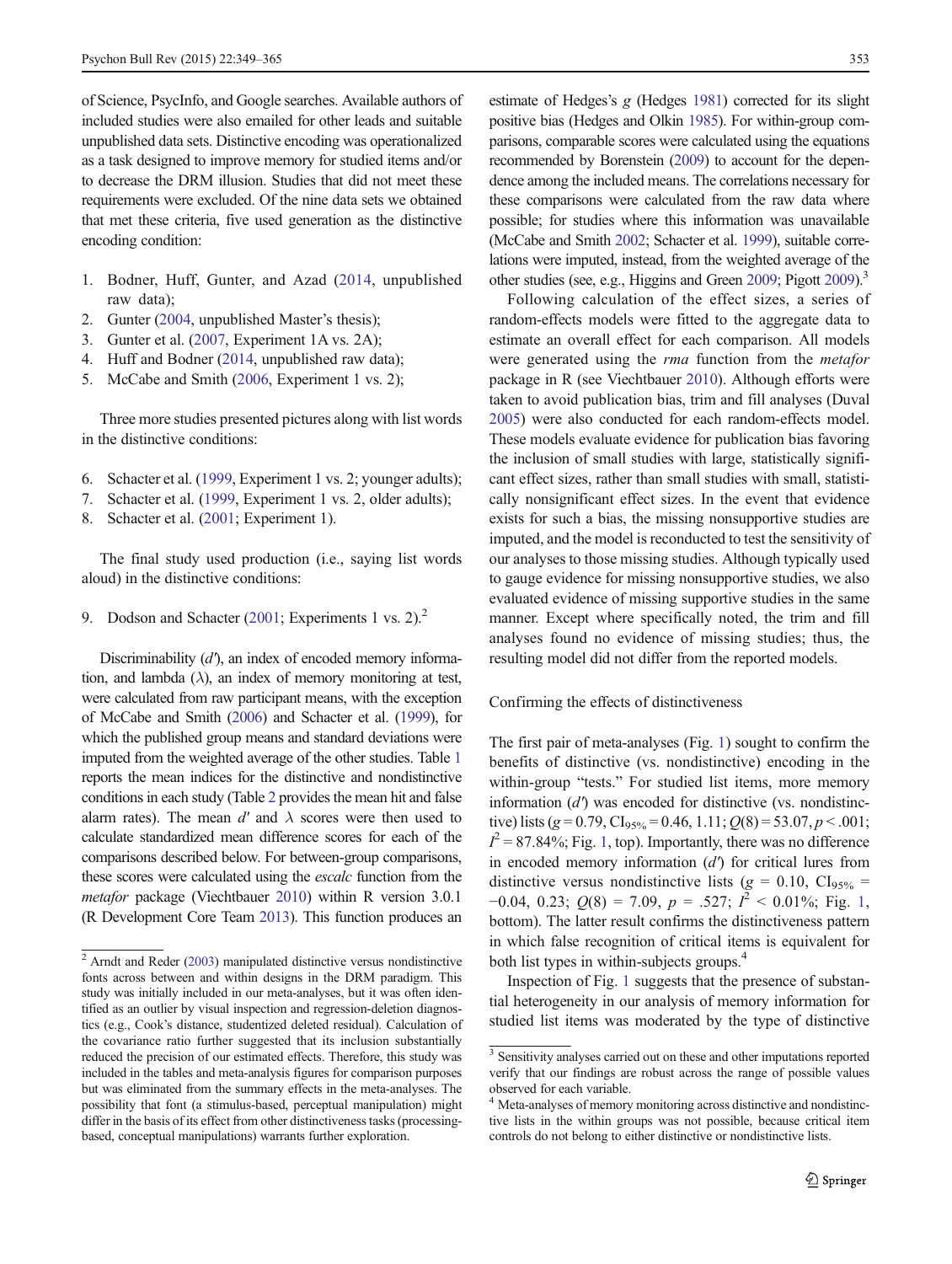of Science, PsycInfo, and Google searches. Available authors of included studies were also emailed for other leads and suitable unpublished data sets. Distinctive encoding was operationalized as a task designed to improve memory for studied items and/or to decrease the DRM illusion. Studies that did not meet these requirements were excluded. Of the nine data sets we obtained that met these criteria, five used generation as the distinctive encoding condition:

1. Bodner, Huff, Gunter, and Azad (2014, unpublished raw data);
2. Gunter (2004, unpublished Master's thesis);
3. Gunter et al. (2007, Experiment 1A vs. 2A);
4. Huff and Bodner (2014, unpublished raw data);
5. McCabe and Smith (2006, Experiment 1 vs. 2);

Three more studies presented pictures along with list words in the distinctive conditions:

6. Schacter et al. (1999, Experiment 1 vs. 2; younger adults);
7. Schacter et al. (1999, Experiment 1 vs. 2, older adults);
8. Schacter et al. (2001; Experiment 1).

The final study used production (i.e., saying list words aloud) in the distinctive conditions:

9. Dodson and Schacter (2001; Experiments 1 vs. 2).[2]

Discriminability ($d'$), an index of encoded memory information, and lambda ($\lambda$), an index of memory monitoring at test, were calculated from raw participant means, with the exception of McCabe and Smith (2006) and Schacter et al. (1999), for which the published group means and standard deviations were imputed from the weighted average of the other studies. Table 1 reports the mean indices for the distinctive and nondistinctive conditions in each study (Table 2 provides the mean hit and false alarm rates). The mean $d'$ and $\lambda$ scores were then used to calculate standardized mean difference scores for each of the comparisons described below. For between-group comparisons, these scores were calculated using the *escalc* function from the *metafor* package (Viechtbauer 2010) within R version 3.0.1 (R Development Core Team 2013). This function produces an estimate of Hedges's $g$ (Hedges 1981) corrected for its slight positive bias (Hedges and Olkin 1985). For within-group comparisons, comparable scores were calculated using the equations recommended by Borenstein (2009) to account for the dependence among the included means. The correlations necessary for these comparisons were calculated from the raw data where possible; for studies where this information was unavailable (McCabe and Smith 2002; Schacter et al. 1999), suitable correlations were imputed, instead, from the weighted average of the other studies (see, e.g., Higgins and Green 2009; Pigott 2009).[3]

Following calculation of the effect sizes, a series of random-effects models were fitted to the aggregate data to estimate an overall effect for each comparison. All models were generated using the *rma* function from the *metafor* package in R (see Viechtbauer 2010). Although efforts were taken to avoid publication bias, trim and fill analyses (Duval 2005) were also conducted for each random-effects model. These models evaluate evidence for publication bias favoring the inclusion of small studies with large, statistically significant effect sizes, rather than small studies with small, statistically nonsignificant effect sizes. In the event that evidence exists for such a bias, the missing nonsupportive studies are imputed, and the model is reconducted to test the sensitivity of our analyses to those missing studies. Although typically used to gauge evidence for missing nonsupportive studies, we also evaluated evidence of missing supportive studies in the same manner. Except where specifically noted, the trim and fill analyses found no evidence of missing studies; thus, the resulting model did not differ from the reported models.

## Confirming the effects of distinctiveness

The first pair of meta-analyses (Fig. 1) sought to confirm the benefits of distinctive (vs. nondistinctive) encoding in the within-group "tests." For studied list items, more memory information ($d'$) was encoded for distinctive (vs. nondistinctive) lists ($g = 0.79$, $CI_{95\%} = 0.46, 1.11$; $Q(8) = 53.07$, $p < .001$; $I^2 = 87.84\%$; Fig. 1, top). Importantly, there was no difference in encoded memory information ($d'$) for critical lures from distinctive versus nondistinctive lists ($g = 0.10$, $CI_{95\%} = -0.04, 0.23$; $Q(8) = 7.09$, $p = .527$; $I^2 < 0.01\%$; Fig. 1, bottom). The latter result confirms the distinctiveness pattern in which false recognition of critical items is equivalent for both list types in within-subjects groups.[4]

Inspection of Fig. 1 suggests that the presence of substantial heterogeneity in our analysis of memory information for studied list items was moderated by the type of distinctive

---

[2] Arndt and Reder (2003) manipulated distinctive versus nondistinctive fonts across between and within designs in the DRM paradigm. This study was initially included in our meta-analyses, but it was often identified as an outlier by visual inspection and regression-deletion diagnostics (e.g., Cook's distance, studentized deleted residual). Calculation of the covariance ratio further suggested that its inclusion substantially reduced the precision of our estimated effects. Therefore, this study was included in the tables and meta-analysis figures for comparison purposes but was eliminated from the summary effects in the meta-analyses. The possibility that font (a stimulus-based, perceptual manipulation) might differ in the basis of its effect from other distinctiveness tasks (processing-based, conceptual manipulations) warrants further exploration.

[3] Sensitivity analyses carried out on these and other imputations reported verify that our findings are robust across the range of possible values observed for each variable.

[4] Meta-analyses of memory monitoring across distinctive and nondistinctive lists in the within groups was not possible, because critical item controls do not belong to either distinctive or nondistinctive lists.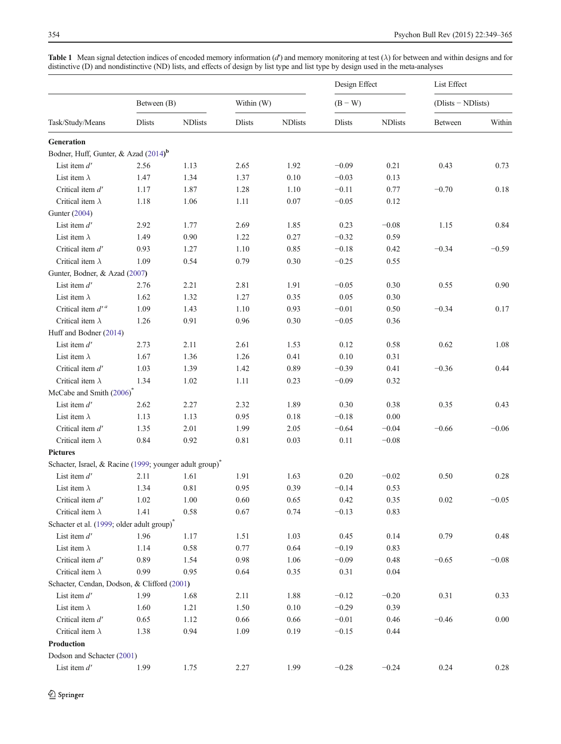**Table 1** Mean signal detection indices of encoded memory information ($d'$) and memory monitoring at test ($\lambda$) for between and within designs and for distinctive (D) and nondistinctive (ND) lists, and effects of design by list type and list type by design used in the meta-analyses

| | Between (B) | | Within (W) | | Design Effect (B − W) | | List Effect (Dlists − NDlists) | |
|---|---|---|---|---|---|---|---|---|
| Task/Study/Means | Dlists | NDlists | Dlists | NDlists | Dlists | NDlists | Between | Within |
| **Generation** | | | | | | | | |
| Bodner, Huff, Gunter, & Azad (2014)[b] | | | | | | | | |
| List item $d'$ | 2.56 | 1.13 | 2.65 | 1.92 | −0.09 | 0.21 | 0.43 | 0.73 |
| List item $\lambda$ | 1.47 | 1.34 | 1.37 | 0.10 | −0.03 | 0.13 | | |
| Critical item $d'$ | 1.17 | 1.87 | 1.28 | 1.10 | −0.11 | 0.77 | −0.70 | 0.18 |
| Critical item $\lambda$ | 1.18 | 1.06 | 1.11 | 0.07 | −0.05 | 0.12 | | |
| Gunter (2004) | | | | | | | | |
| List item $d'$ | 2.92 | 1.77 | 2.69 | 1.85 | 0.23 | −0.08 | 1.15 | 0.84 |
| List item $\lambda$ | 1.49 | 0.90 | 1.22 | 0.27 | −0.32 | 0.59 | | |
| Critical item $d'$ | 0.93 | 1.27 | 1.10 | 0.85 | −0.18 | 0.42 | −0.34 | −0.59 |
| Critical item $\lambda$ | 1.09 | 0.54 | 0.79 | 0.30 | −0.25 | 0.55 | | |
| Gunter, Bodner, & Azad (2007) | | | | | | | | |
| List item $d'$ | 2.76 | 2.21 | 2.81 | 1.91 | −0.05 | 0.30 | 0.55 | 0.90 |
| List item $\lambda$ | 1.62 | 1.32 | 1.27 | 0.35 | 0.05 | 0.30 | | |
| Critical item $d'$ [a] | 1.09 | 1.43 | 1.10 | 0.93 | −0.01 | 0.50 | −0.34 | 0.17 |
| Critical item $\lambda$ | 1.26 | 0.91 | 0.96 | 0.30 | −0.05 | 0.36 | | |
| Huff and Bodner (2014) | | | | | | | | |
| List item $d'$ | 2.73 | 2.11 | 2.61 | 1.53 | 0.12 | 0.58 | 0.62 | 1.08 |
| List item $\lambda$ | 1.67 | 1.36 | 1.26 | 0.41 | 0.10 | 0.31 | | |
| Critical item $d'$ | 1.03 | 1.39 | 1.42 | 0.89 | −0.39 | 0.41 | −0.36 | 0.44 |
| Critical item $\lambda$ | 1.34 | 1.02 | 1.11 | 0.23 | −0.09 | 0.32 | | |
| McCabe and Smith (2006)* | | | | | | | | |
| List item $d'$ | 2.62 | 2.27 | 2.32 | 1.89 | 0.30 | 0.38 | 0.35 | 0.43 |
| List item $\lambda$ | 1.13 | 1.13 | 0.95 | 0.18 | −0.18 | 0.00 | | |
| Critical item $d'$ | 1.35 | 2.01 | 1.99 | 2.05 | −0.64 | −0.04 | −0.66 | −0.06 |
| Critical item $\lambda$ | 0.84 | 0.92 | 0.81 | 0.03 | 0.11 | −0.08 | | |
| **Pictures** | | | | | | | | |
| Schacter, Israel, & Racine (1999; younger adult group)* | | | | | | | | |
| List item $d'$ | 2.11 | 1.61 | 1.91 | 1.63 | 0.20 | −0.02 | 0.50 | 0.28 |
| List item $\lambda$ | 1.34 | 0.81 | 0.95 | 0.39 | −0.14 | 0.53 | | |
| Critical item $d'$ | 1.02 | 1.00 | 0.60 | 0.65 | 0.42 | 0.35 | 0.02 | −0.05 |
| Critical item $\lambda$ | 1.41 | 0.58 | 0.67 | 0.74 | −0.13 | 0.83 | | |
| Schacter et al. (1999; older adult group)* | | | | | | | | |
| List item $d'$ | 1.96 | 1.17 | 1.51 | 1.03 | 0.45 | 0.14 | 0.79 | 0.48 |
| List item $\lambda$ | 1.14 | 0.58 | 0.77 | 0.64 | −0.19 | 0.83 | | |
| Critical item $d'$ | 0.89 | 1.54 | 0.98 | 1.06 | −0.09 | 0.48 | −0.65 | −0.08 |
| Critical item $\lambda$ | 0.99 | 0.95 | 0.64 | 0.35 | 0.31 | 0.04 | | |
| Schacter, Cendan, Dodson, & Clifford (2001) | | | | | | | | |
| List item $d'$ | 1.99 | 1.68 | 2.11 | 1.88 | −0.12 | −0.20 | 0.31 | 0.33 |
| List item $\lambda$ | 1.60 | 1.21 | 1.50 | 0.10 | −0.29 | 0.39 | | |
| Critical item $d'$ | 0.65 | 1.12 | 0.66 | 0.66 | −0.01 | 0.46 | −0.46 | 0.00 |
| Critical item $\lambda$ | 1.38 | 0.94 | 1.09 | 0.19 | −0.15 | 0.44 | | |
| **Production** | | | | | | | | |
| Dodson and Schacter (2001) | | | | | | | | |
| List item $d'$ | 1.99 | 1.75 | 2.27 | 1.99 | −0.28 | −0.24 | 0.24 | 0.28 |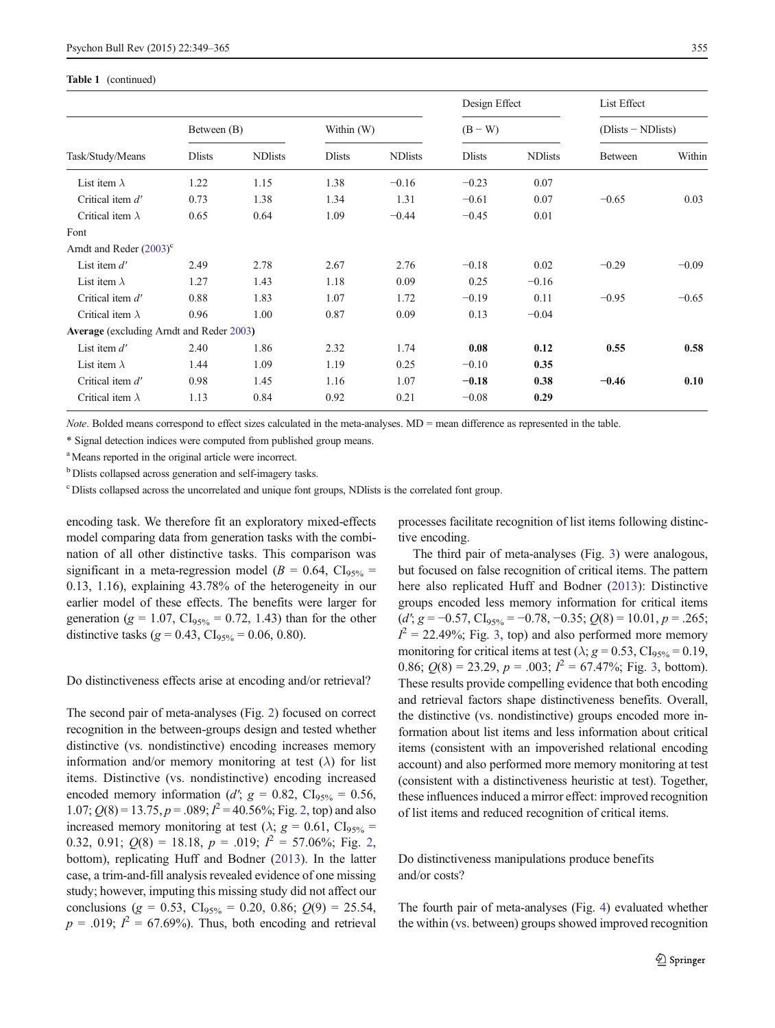**Table 1** (continued)

| Task/Study/Means | Between (B) | | Within (W) | | Design Effect (B − W) | | List Effect (Dlists − NDlists) | |
|---|---|---|---|---|---|---|---|---|
| | Dlists | NDlists | Dlists | NDlists | Dlists | NDlists | Between | Within |
| List item λ | 1.22 | 1.15 | 1.38 | −0.16 | −0.23 | 0.07 | | |
| Critical item d′ | 0.73 | 1.38 | 1.34 | 1.31 | −0.61 | 0.07 | −0.65 | 0.03 |
| Critical item λ | 0.65 | 0.64 | 1.09 | −0.44 | −0.45 | 0.01 | | |
| Font | | | | | | | | |
| Arndt and Reder (2003)[c] | | | | | | | | |
| List item d′ | 2.49 | 2.78 | 2.67 | 2.76 | −0.18 | 0.02 | −0.29 | −0.09 |
| List item λ | 1.27 | 1.43 | 1.18 | 0.09 | 0.25 | −0.16 | | |
| Critical item d′ | 0.88 | 1.83 | 1.07 | 1.72 | −0.19 | 0.11 | −0.95 | −0.65 |
| Critical item λ | 0.96 | 1.00 | 0.87 | 0.09 | 0.13 | −0.04 | | |
| **Average** (excluding Arndt and Reder 2003) | | | | | | | | |
| List item d′ | 2.40 | 1.86 | 2.32 | 1.74 | **0.08** | **0.12** | **0.55** | **0.58** |
| List item λ | 1.44 | 1.09 | 1.19 | 0.25 | −0.10 | **0.35** | | |
| Critical item d′ | 0.98 | 1.45 | 1.16 | 1.07 | **−0.18** | **0.38** | **−0.46** | **0.10** |
| Critical item λ | 1.13 | 0.84 | 0.92 | 0.21 | −0.08 | **0.29** | | |

*Note*. Bolded means correspond to effect sizes calculated in the meta-analyses. MD = mean difference as represented in the table.

\* Signal detection indices were computed from published group means.

[a] Means reported in the original article were incorrect.

[b] Dlists collapsed across generation and self-imagery tasks.

[c] Dlists collapsed across the uncorrelated and unique font groups, NDlists is the correlated font group.

encoding task. We therefore fit an exploratory mixed-effects model comparing data from generation tasks with the combination of all other distinctive tasks. This comparison was significant in a meta-regression model ($B = 0.64$, $CI_{95\%} = 0.13, 1.16$), explaining 43.78% of the heterogeneity in our earlier model of these effects. The benefits were larger for generation ($g = 1.07$, $CI_{95\%} = 0.72, 1.43$) than for the other distinctive tasks ($g = 0.43$, $CI_{95\%} = 0.06, 0.80$).

## Do distinctiveness effects arise at encoding and/or retrieval?

The second pair of meta-analyses (Fig. 2) focused on correct recognition in the between-groups design and tested whether distinctive (vs. nondistinctive) encoding increases memory information and/or memory monitoring at test (λ) for list items. Distinctive (vs. nondistinctive) encoding increased encoded memory information ($d'$; $g = 0.82$, $CI_{95\%} = 0.56, 1.07$; $Q(8) = 13.75$, $p = .089$; $I^2 = 40.56\%$; Fig. 2, top) and also increased memory monitoring at test (λ; $g = 0.61$, $CI_{95\%} = 0.32, 0.91$; $Q(8) = 18.18$, $p = .019$; $I^2 = 57.06\%$; Fig. 2, bottom), replicating Huff and Bodner (2013). In the latter case, a trim-and-fill analysis revealed evidence of one missing study; however, imputing this missing study did not affect our conclusions ($g = 0.53$, $CI_{95\%} = 0.20, 0.86$; $Q(9) = 25.54$, $p = .019$; $I^2 = 67.69\%$). Thus, both encoding and retrieval processes facilitate recognition of list items following distinctive encoding.

The third pair of meta-analyses (Fig. 3) were analogous, but focused on false recognition of critical items. The pattern here also replicated Huff and Bodner (2013): Distinctive groups encoded less memory information for critical items ($d'$; $g = -0.57$, $CI_{95\%} = -0.78, -0.35$; $Q(8) = 10.01$, $p = .265$; $I^2 = 22.49\%$; Fig. 3, top) and also performed more memory monitoring for critical items at test (λ; $g = 0.53$, $CI_{95\%} = 0.19, 0.86$; $Q(8) = 23.29$, $p = .003$; $I^2 = 67.47\%$; Fig. 3, bottom). These results provide compelling evidence that both encoding and retrieval factors shape distinctiveness benefits. Overall, the distinctive (vs. nondistinctive) groups encoded more information about list items and less information about critical items (consistent with an impoverished relational encoding account) and also performed more memory monitoring at test (consistent with a distinctiveness heuristic at test). Together, these influences induced a mirror effect: improved recognition of list items and reduced recognition of critical items.

## Do distinctiveness manipulations produce benefits and/or costs?

The fourth pair of meta-analyses (Fig. 4) evaluated whether the within (vs. between) groups showed improved recognition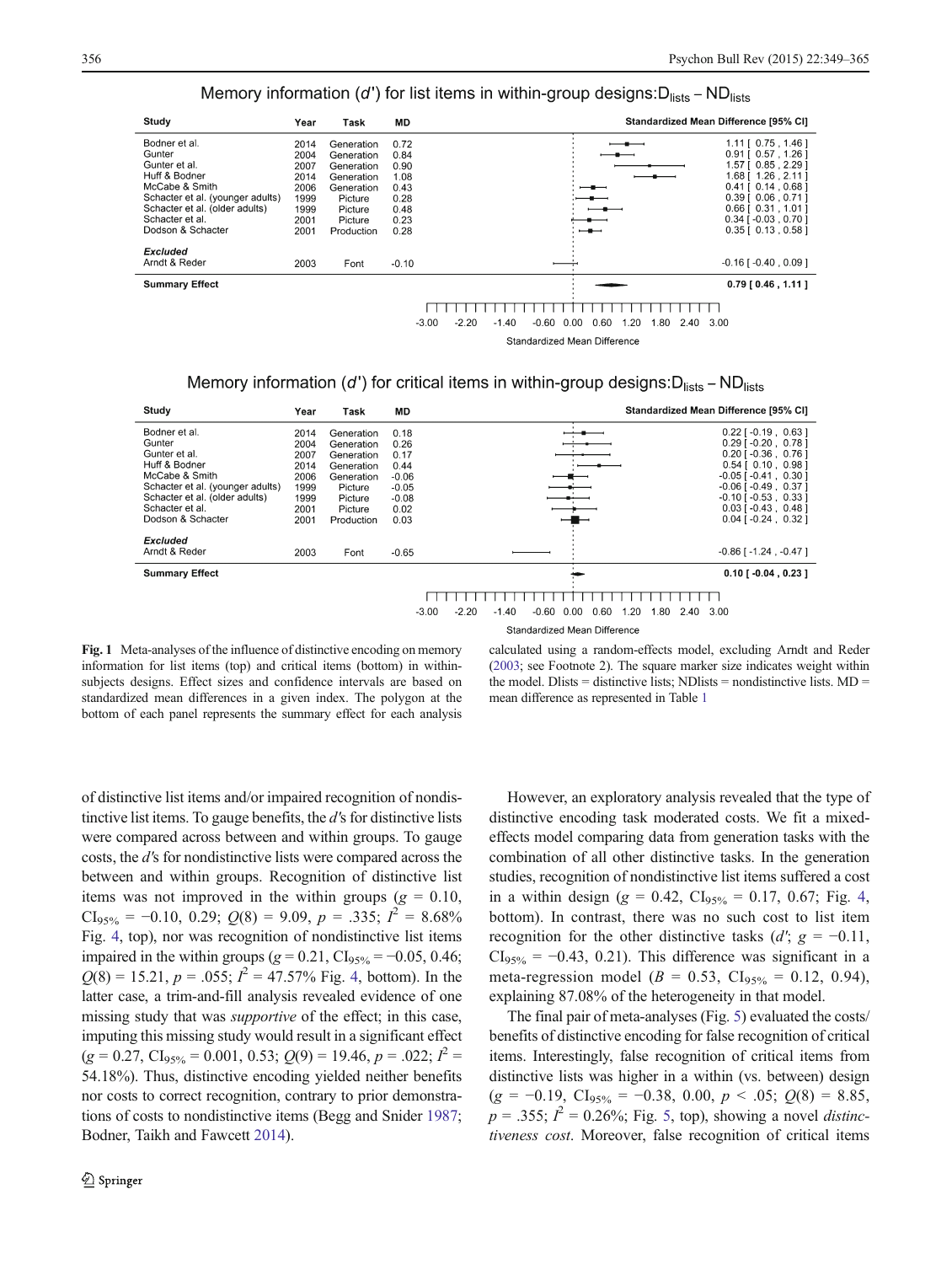## Memory information ($d'$) for list items in within-group designs: $D_{lists} - ND_{lists}$

| Study | Year | Task | MD | Standardized Mean Difference [95% CI] |
|---|---|---|---|---|
| Bodner et al. | 2014 | Generation | 0.72 | 1.11 [ 0.75 , 1.46 ] |
| Gunter | 2004 | Generation | 0.84 | 0.91 [ 0.57 , 1.26 ] |
| Gunter et al. | 2007 | Generation | 0.90 | 1.57 [ 0.85 , 2.29 ] |
| Huff & Bodner | 2014 | Generation | 1.08 | 1.68 [ 1.26 , 2.11 ] |
| McCabe & Smith | 2006 | Generation | 0.43 | 0.41 [ 0.14 , 0.68 ] |
| Schacter et al. (younger adults) | 1999 | Picture | 0.28 | 0.39 [ 0.06 , 0.71 ] |
| Schacter et al. (older adults) | 1999 | Picture | 0.48 | 0.66 [ 0.31 , 1.01 ] |
| Schacter et al. | 2001 | Picture | 0.23 | 0.34 [ -0.03 , 0.70 ] |
| Dodson & Schacter | 2001 | Production | 0.28 | 0.35 [ 0.13 , 0.58 ] |
| ***Excluded*** | | | | |
| Arndt & Reder | 2003 | Font | -0.10 | -0.16 [ -0.40 , 0.09 ] |
| **Summary Effect** | | | | **0.79 [ 0.46 , 1.11 ]** |

## Memory information ($d'$) for critical items in within-group designs: $D_{lists} - ND_{lists}$

| Study | Year | Task | MD | Standardized Mean Difference [95% CI] |
|---|---|---|---|---|
| Bodner et al. | 2014 | Generation | 0.18 | 0.22 [ -0.19 , 0.63 ] |
| Gunter | 2004 | Generation | 0.26 | 0.29 [ -0.20 , 0.78 ] |
| Gunter et al. | 2007 | Generation | 0.17 | 0.20 [ -0.36 , 0.76 ] |
| Huff & Bodner | 2014 | Generation | 0.44 | 0.54 [ 0.10 , 0.98 ] |
| McCabe & Smith | 2006 | Generation | -0.06 | -0.05 [ -0.41 , 0.30 ] |
| Schacter et al. (younger adults) | 1999 | Picture | -0.05 | -0.06 [ -0.49 , 0.37 ] |
| Schacter et al. (older adults) | 1999 | Picture | -0.08 | -0.10 [ -0.53 , 0.33 ] |
| Schacter et al. | 2001 | Picture | 0.02 | 0.03 [ -0.43 , 0.48 ] |
| Dodson & Schacter | 2001 | Production | 0.03 | 0.04 [ -0.24 , 0.32 ] |
| ***Excluded*** | | | | |
| Arndt & Reder | 2003 | Font | -0.65 | -0.86 [ -1.24 , -0.47 ] |
| **Summary Effect** | | | | **0.10 [ -0.04 , 0.23 ]** |

**Fig. 1** Meta-analyses of the influence of distinctive encoding on memory information for list items (top) and critical items (bottom) in within-subjects designs. Effect sizes and confidence intervals are based on standardized mean differences in a given index. The polygon at the bottom of each panel represents the summary effect for each analysis calculated using a random-effects model, excluding Arndt and Reder (2003; see Footnote 2). The square marker size indicates weight within the model. Dlists = distinctive lists; NDlists = nondistinctive lists. MD = mean difference as represented in Table 1

of distinctive list items and/or impaired recognition of nondistinctive list items. To gauge benefits, the $d$'s for distinctive lists were compared across between and within groups. To gauge costs, the $d$'s for nondistinctive lists were compared across the between and within groups. Recognition of distinctive list items was not improved in the within groups ($g = 0.10$, $CI_{95\%} = -0.10, 0.29$; $Q(8) = 9.09$, $p = .335$; $I^2 = 8.68\%$ Fig. 4, top), nor was recognition of nondistinctive list items impaired in the within groups ($g = 0.21$, $CI_{95\%} = -0.05, 0.46$; $Q(8) = 15.21$, $p = .055$; $I^2 = 47.57\%$ Fig. 4, bottom). In the latter case, a trim-and-fill analysis revealed evidence of one missing study that was *supportive* of the effect; in this case, imputing this missing study would result in a significant effect ($g = 0.27$, $CI_{95\%} = 0.001, 0.53$; $Q(9) = 19.46$, $p = .022$; $I^2 = 54.18\%$). Thus, distinctive encoding yielded neither benefits nor costs to correct recognition, contrary to prior demonstrations of costs to nondistinctive items (Begg and Snider 1987; Bodner, Taikh and Fawcett 2014).

However, an exploratory analysis revealed that the type of distinctive encoding task moderated costs. We fit a mixed-effects model comparing data from generation tasks with the combination of all other distinctive tasks. In the generation studies, recognition of nondistinctive list items suffered a cost in a within design ($g = 0.42$, $CI_{95\%} = 0.17, 0.67$; Fig. 4, bottom). In contrast, there was no such cost to list item recognition for the other distinctive tasks ($d'$; $g = -0.11$, $CI_{95\%} = -0.43, 0.21$). This difference was significant in a meta-regression model ($B = 0.53$, $CI_{95\%} = 0.12, 0.94$), explaining 87.08% of the heterogeneity in that model.

The final pair of meta-analyses (Fig. 5) evaluated the costs/benefits of distinctive encoding for false recognition of critical items. Interestingly, false recognition of critical items from distinctive lists was higher in a within (vs. between) design ($g = -0.19$, $CI_{95\%} = -0.38, 0.00$, $p < .05$; $Q(8) = 8.85$, $p = .355$; $I^2 = 0.26\%$; Fig. 5, top), showing a novel *distinctiveness cost*. Moreover, false recognition of critical items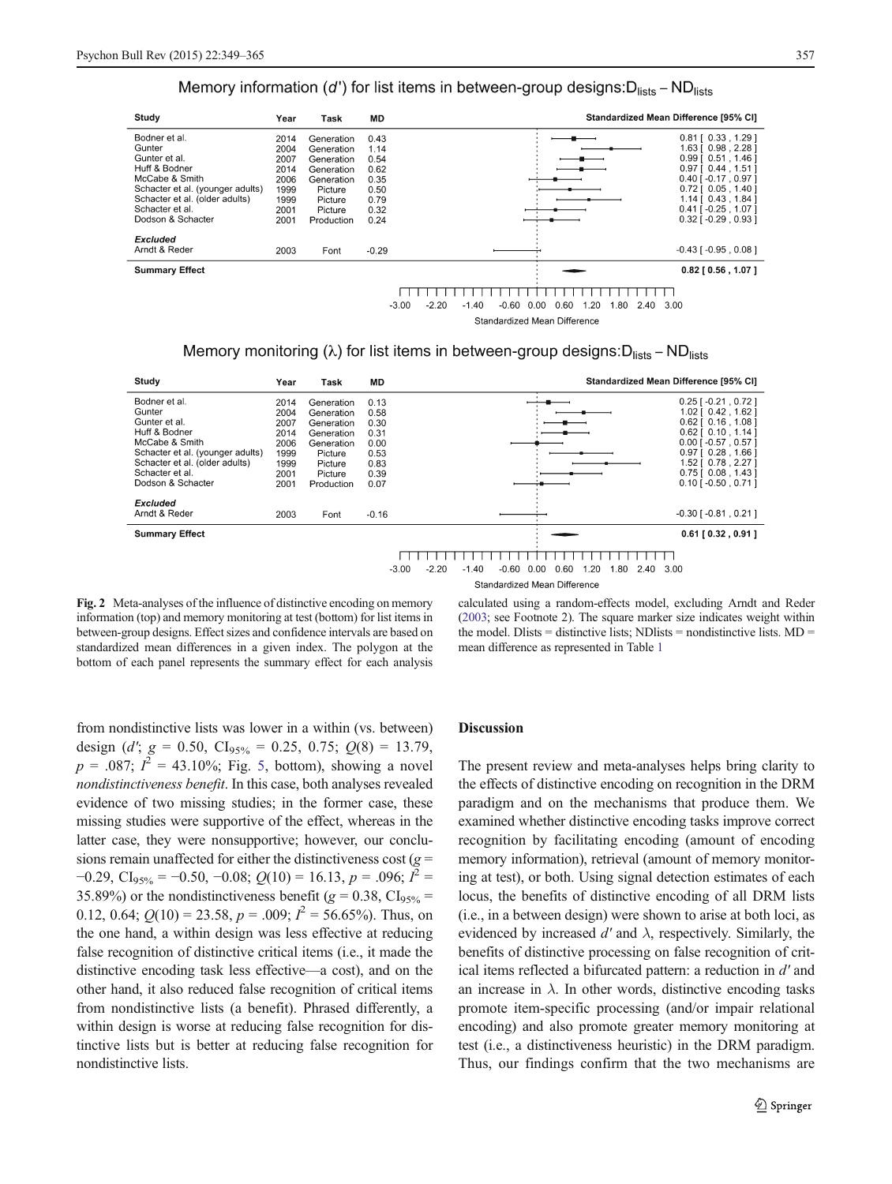Memory information ($d'$) for list items in between-group designs: $D_{lists} - ND_{lists}$

| Study | Year | Task | MD | Standardized Mean Difference [95% CI] |
|---|---|---|---|---|
| Bodner et al. | 2014 | Generation | 0.43 | 0.81 [ 0.33 , 1.29 ] |
| Gunter | 2004 | Generation | 1.14 | 1.63 [ 0.98 , 2.28 ] |
| Gunter et al. | 2007 | Generation | 0.54 | 0.99 [ 0.51 , 1.46 ] |
| Huff & Bodner | 2014 | Generation | 0.62 | 0.97 [ 0.44 , 1.51 ] |
| McCabe & Smith | 2006 | Generation | 0.35 | 0.40 [ -0.17 , 0.97 ] |
| Schacter et al. (younger adults) | 1999 | Picture | 0.50 | 0.72 [ 0.05 , 1.40 ] |
| Schacter et al. (older adults) | 1999 | Picture | 0.79 | 1.14 [ 0.43 , 1.84 ] |
| Schacter et al. | 2001 | Picture | 0.32 | 0.41 [ -0.25 , 1.07 ] |
| Dodson & Schacter | 2001 | Production | 0.24 | 0.32 [ -0.29 , 0.93 ] |
| ***Excluded*** | | | | |
| Arndt & Reder | 2003 | Font | -0.29 | -0.43 [ -0.95 , 0.08 ] |
| **Summary Effect** | | | | **0.82 [ 0.56 , 1.07 ]** |

Memory monitoring (λ) for list items in between-group designs: $D_{lists} - ND_{lists}$

| Study | Year | Task | MD | Standardized Mean Difference [95% CI] |
|---|---|---|---|---|
| Bodner et al. | 2014 | Generation | 0.13 | 0.25 [ -0.21 , 0.72 ] |
| Gunter | 2004 | Generation | 0.58 | 1.02 [ 0.42 , 1.62 ] |
| Gunter et al. | 2007 | Generation | 0.30 | 0.62 [ 0.16 , 1.08 ] |
| Huff & Bodner | 2014 | Generation | 0.31 | 0.62 [ 0.10 , 1.14 ] |
| McCabe & Smith | 2006 | Generation | 0.00 | 0.00 [ -0.57 , 0.57 ] |
| Schacter et al. (younger adults) | 1999 | Picture | 0.53 | 0.97 [ 0.28 , 1.66 ] |
| Schacter et al. (older adults) | 1999 | Picture | 0.83 | 1.52 [ 0.78 , 2.27 ] |
| Schacter et al. | 2001 | Picture | 0.39 | 0.75 [ 0.08 , 1.43 ] |
| Dodson & Schacter | 2001 | Production | 0.07 | 0.10 [ -0.50 , 0.71 ] |
| ***Excluded*** | | | | |
| Arndt & Reder | 2003 | Font | -0.16 | -0.30 [ -0.81 , 0.21 ] |
| **Summary Effect** | | | | **0.61 [ 0.32 , 0.91 ]** |

**Fig. 2** Meta-analyses of the influence of distinctive encoding on memory information (top) and memory monitoring at test (bottom) for list items in between-group designs. Effect sizes and confidence intervals are based on standardized mean differences in a given index. The polygon at the bottom of each panel represents the summary effect for each analysis calculated using a random-effects model, excluding Arndt and Reder (2003; see Footnote 2). The square marker size indicates weight within the model. Dlists = distinctive lists; NDlists = nondistinctive lists. MD = mean difference as represented in Table 1

from nondistinctive lists was lower in a within (vs. between) design ($d'$; $g$ = 0.50, $CI_{95\%}$ = 0.25, 0.75; $Q(8)$ = 13.79, $p$ = .087; $I^2$ = 43.10%; Fig. 5, bottom), showing a novel *nondistinctiveness benefit*. In this case, both analyses revealed evidence of two missing studies; in the former case, these missing studies were supportive of the effect, whereas in the latter case, they were nonsupportive; however, our conclusions remain unaffected for either the distinctiveness cost ($g$ = −0.29, $CI_{95\%}$ = −0.50, −0.08; $Q(10)$ = 16.13, $p$ = .096; $I^2$ = 35.89%) or the nondistinctiveness benefit ($g$ = 0.38, $CI_{95\%}$ = 0.12, 0.64; $Q(10)$ = 23.58, $p$ = .009; $I^2$ = 56.65%). Thus, on the one hand, a within design was less effective at reducing false recognition of distinctive critical items (i.e., it made the distinctive encoding task less effective—a cost), and on the other hand, it also reduced false recognition of critical items from nondistinctive lists (a benefit). Phrased differently, a within design is worse at reducing false recognition for distinctive lists but is better at reducing false recognition for nondistinctive lists.

## Discussion

The present review and meta-analyses helps bring clarity to the effects of distinctive encoding on recognition in the DRM paradigm and on the mechanisms that produce them. We examined whether distinctive encoding tasks improve correct recognition by facilitating encoding (amount of encoding memory information), retrieval (amount of memory monitoring at test), or both. Using signal detection estimates of each locus, the benefits of distinctive encoding of all DRM lists (i.e., in a between design) were shown to arise at both loci, as evidenced by increased $d'$ and λ, respectively. Similarly, the benefits of distinctive processing on false recognition of critical items reflected a bifurcated pattern: a reduction in $d'$ and an increase in λ. In other words, distinctive encoding tasks promote item-specific processing (and/or impair relational encoding) and also promote greater memory monitoring at test (i.e., a distinctiveness heuristic) in the DRM paradigm. Thus, our findings confirm that the two mechanisms are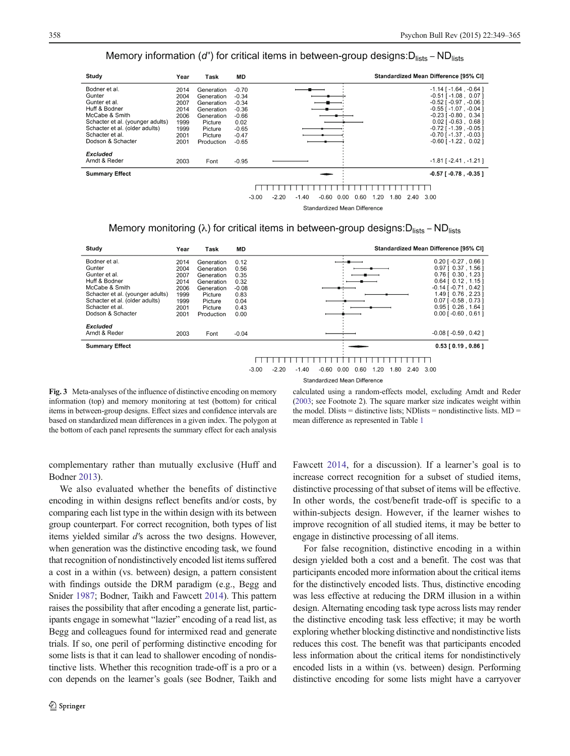Memory information ($d'$) for critical items in between-group designs: $D_{lists} - ND_{lists}$

Study | Year | Task | MD | Standardized Mean Difference [95% CI]

Bodner et al. 2014 Generation -0.70 -1.14 [ -1.64 , -0.64 ]

Gunter 2004 Generation -0.34 -0.51 [ -1.08 , 0.07 ]

Gunter et al. 2007 Generation -0.34 -0.52 [ -0.97 , -0.06 ]

Huff & Bodner 2014 Generation -0.36 -0.55 [ -1.07 , -0.04 ]

McCabe & Smith 2006 Generation -0.66 -0.23 [ -0.80 , 0.34 ]

Schacter et al. (younger adults) 1999 Picture 0.02 0.02 [ -0.63 , 0.68 ]

Schacter et al. (older adults) 1999 Picture -0.65 -0.72 [ -1.39 , -0.05 ]

Schacter et al. 2001 Picture -0.47 -0.70 [ -1.37 , -0.03 ]

Dodson & Schacter 2001 Production -0.65 -0.60 [ -1.22 , 0.02 ]

*Excluded*

Arndt & Reder 2003 Font -0.95 -1.81 [ -2.41 , -1.21 ]

**Summary Effect** **-0.57 [ -0.78 , -0.35 ]**

-3.00 -2.20 -1.40 -0.60 0.00 0.60 1.20 1.80 2.40 3.00

Standardized Mean Difference

Memory monitoring (λ) for critical items in between-group designs: $D_{lists} - ND_{lists}$

Study | Year | Task | MD | Standardized Mean Difference [95% CI]

Bodner et al. 2014 Generation 0.12 0.20 [ -0.27 , 0.66 ]

Gunter 2004 Generation 0.56 0.97 [ 0.37 , 1.56 ]

Gunter et al. 2007 Generation 0.35 0.76 [ 0.30 , 1.23 ]

Huff & Bodner 2014 Generation 0.32 0.64 [ 0.12 , 1.15 ]

McCabe & Smith 2006 Generation -0.08 -0.14 [ -0.71 , 0.42 ]

Schacter et al. (younger adults) 1999 Picture 0.83 1.49 [ 0.76 , 2.23 ]

Schacter et al. (older adults) 1999 Picture 0.04 0.07 [ -0.58 , 0.73 ]

Schacter et al. 2001 Picture 0.43 0.95 [ 0.26 , 1.64 ]

Dodson & Schacter 2001 Production 0.00 0.00 [ -0.60 , 0.61 ]

*Excluded*

Arndt & Reder 2003 Font -0.04 -0.08 [ -0.59 , 0.42 ]

**Summary Effect** **0.53 [ 0.19 , 0.86 ]**

-3.00 -2.20 -1.40 -0.60 0.00 0.60 1.20 1.80 2.40 3.00

Standardized Mean Difference

**Fig. 3** Meta-analyses of the influence of distinctive encoding on memory information (top) and memory monitoring at test (bottom) for critical items in between-group designs. Effect sizes and confidence intervals are based on standardized mean differences in a given index. The polygon at the bottom of each panel represents the summary effect for each analysis calculated using a random-effects model, excluding Arndt and Reder (2003; see Footnote 2). The square marker size indicates weight within the model. Dlists = distinctive lists; NDlists = nondistinctive lists. MD = mean difference as represented in Table 1

complementary rather than mutually exclusive (Huff and Bodner 2013).

We also evaluated whether the benefits of distinctive encoding in within designs reflect benefits and/or costs, by comparing each list type in the within design with its between group counterpart. For correct recognition, both types of list items yielded similar $d'$s across the two designs. However, when generation was the distinctive encoding task, we found that recognition of nondistinctively encoded list items suffered a cost in a within (vs. between) design, a pattern consistent with findings outside the DRM paradigm (e.g., Begg and Snider 1987; Bodner, Taikh and Fawcett 2014). This pattern raises the possibility that after encoding a generate list, participants engage in somewhat "lazier" encoding of a read list, as Begg and colleagues found for intermixed read and generate trials. If so, one peril of performing distinctive encoding for some lists is that it can lead to shallower encoding of nondistinctive lists. Whether this recognition trade-off is a pro or a con depends on the learner's goals (see Bodner, Taikh and Fawcett 2014, for a discussion). If a learner's goal is to increase correct recognition for a subset of studied items, distinctive processing of that subset of items will be effective. In other words, the cost/benefit trade-off is specific to a within-subjects design. However, if the learner wishes to improve recognition of all studied items, it may be better to engage in distinctive processing of all items.

For false recognition, distinctive encoding in a within design yielded both a cost and a benefit. The cost was that participants encoded more information about the critical items for the distinctively encoded lists. Thus, distinctive encoding was less effective at reducing the DRM illusion in a within design. Alternating encoding task type across lists may render the distinctive encoding task less effective; it may be worth exploring whether blocking distinctive and nondistinctive lists reduces this cost. The benefit was that participants encoded less information about the critical items for nondistinctively encoded lists in a within (vs. between) design. Performing distinctive encoding for some lists might have a carryover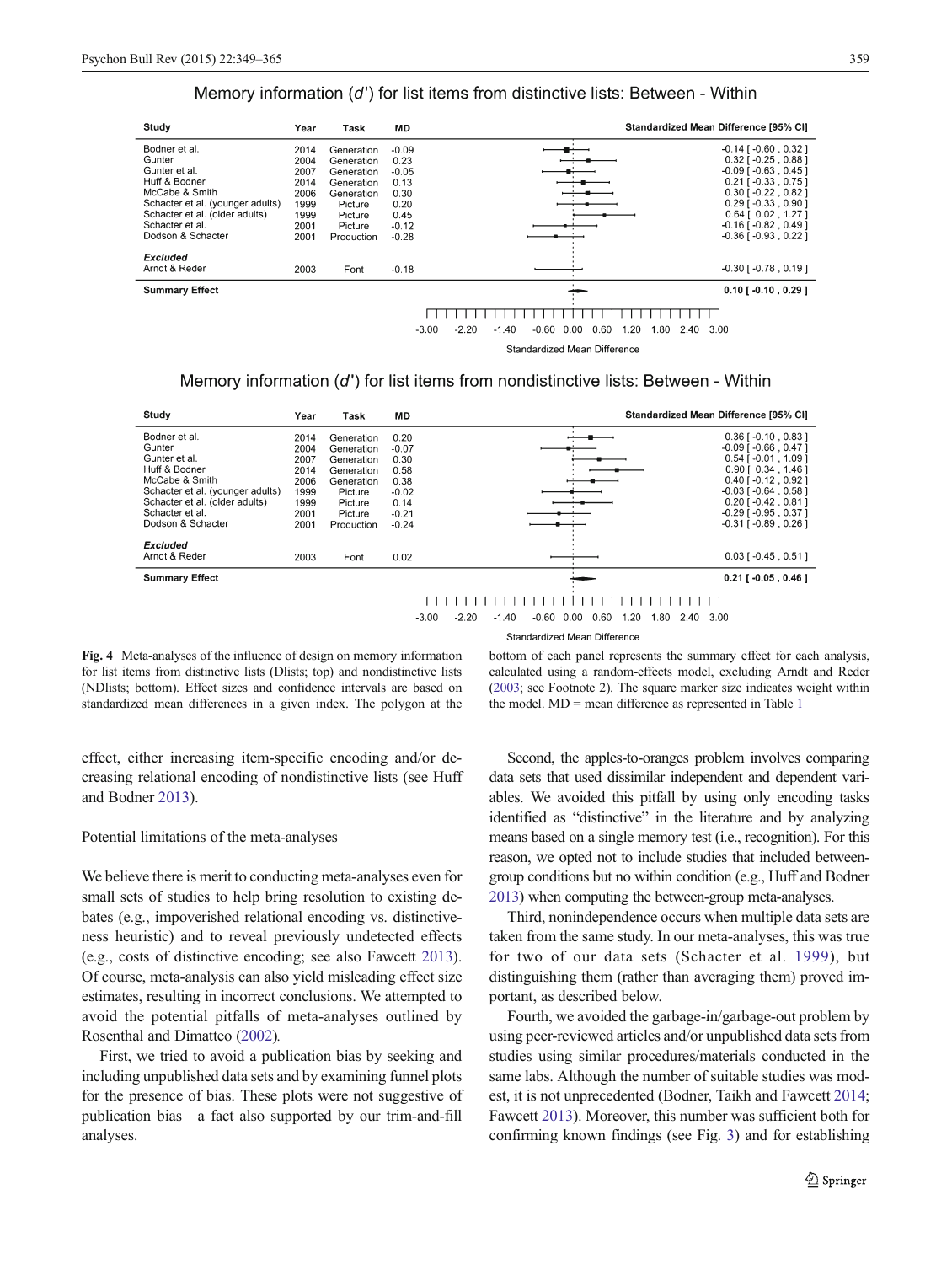Memory information ($d'$) for list items from distinctive lists: Between - Within

| Study | Year | Task | MD | Standardized Mean Difference [95% CI] |
|---|---|---|---|---|
| Bodner et al. | 2014 | Generation | -0.09 | -0.14 [ -0.60 , 0.32 ] |
| Gunter | 2004 | Generation | 0.23 | 0.32 [ -0.25 , 0.88 ] |
| Gunter et al. | 2007 | Generation | -0.05 | -0.09 [ -0.63 , 0.45 ] |
| Huff & Bodner | 2014 | Generation | 0.13 | 0.21 [ -0.33 , 0.75 ] |
| McCabe & Smith | 2006 | Generation | 0.30 | 0.30 [ -0.22 , 0.82 ] |
| Schacter et al. (younger adults) | 1999 | Picture | 0.20 | 0.29 [ -0.33 , 0.90 ] |
| Schacter et al. (older adults) | 1999 | Picture | 0.45 | 0.64 [ 0.02 , 1.27 ] |
| Schacter et al. | 2001 | Picture | -0.12 | -0.16 [ -0.82 , 0.49 ] |
| Dodson & Schacter | 2001 | Production | -0.28 | -0.36 [ -0.93 , 0.22 ] |
| ***Excluded*** | | | | |
| Arndt & Reder | 2003 | Font | -0.18 | -0.30 [ -0.78 , 0.19 ] |
| **Summary Effect** | | | | **0.10 [ -0.10 , 0.29 ]** |

Memory information ($d'$) for list items from nondistinctive lists: Between - Within

| Study | Year | Task | MD | Standardized Mean Difference [95% CI] |
|---|---|---|---|---|
| Bodner et al. | 2014 | Generation | 0.20 | 0.36 [ -0.10 , 0.83 ] |
| Gunter | 2004 | Generation | -0.07 | -0.09 [ -0.66 , 0.47 ] |
| Gunter et al. | 2007 | Generation | 0.30 | 0.54 [ -0.01 , 1.09 ] |
| Huff & Bodner | 2014 | Generation | 0.58 | 0.90 [ 0.34 , 1.46 ] |
| McCabe & Smith | 2006 | Generation | 0.38 | 0.40 [ -0.12 , 0.92 ] |
| Schacter et al. (younger adults) | 1999 | Picture | -0.02 | -0.03 [ -0.64 , 0.58 ] |
| Schacter et al. (older adults) | 1999 | Picture | 0.14 | 0.20 [ -0.42 , 0.81 ] |
| Schacter et al. | 2001 | Picture | -0.21 | -0.29 [ -0.95 , 0.37 ] |
| Dodson & Schacter | 2001 | Production | -0.24 | -0.31 [ -0.89 , 0.26 ] |
| ***Excluded*** | | | | |
| Arndt & Reder | 2003 | Font | 0.02 | 0.03 [ -0.45 , 0.51 ] |
| **Summary Effect** | | | | **0.21 [ -0.05 , 0.46 ]** |

**Fig. 4** Meta-analyses of the influence of design on memory information for list items from distinctive lists (Dlists; top) and nondistinctive lists (NDlists; bottom). Effect sizes and confidence intervals are based on standardized mean differences in a given index. The polygon at the bottom of each panel represents the summary effect for each analysis, calculated using a random-effects model, excluding Arndt and Reder (2003; see Footnote 2). The square marker size indicates weight within the model. MD = mean difference as represented in Table 1

effect, either increasing item-specific encoding and/or decreasing relational encoding of nondistinctive lists (see Huff and Bodner 2013).

Potential limitations of the meta-analyses

We believe there is merit to conducting meta-analyses even for small sets of studies to help bring resolution to existing debates (e.g., impoverished relational encoding vs. distinctiveness heuristic) and to reveal previously undetected effects (e.g., costs of distinctive encoding; see also Fawcett 2013). Of course, meta-analysis can also yield misleading effect size estimates, resulting in incorrect conclusions. We attempted to avoid the potential pitfalls of meta-analyses outlined by Rosenthal and Dimatteo (2002).

First, we tried to avoid a publication bias by seeking and including unpublished data sets and by examining funnel plots for the presence of bias. These plots were not suggestive of publication bias—a fact also supported by our trim-and-fill analyses.

Second, the apples-to-oranges problem involves comparing data sets that used dissimilar independent and dependent variables. We avoided this pitfall by using only encoding tasks identified as "distinctive" in the literature and by analyzing means based on a single memory test (i.e., recognition). For this reason, we opted not to include studies that included between-group conditions but no within condition (e.g., Huff and Bodner 2013) when computing the between-group meta-analyses.

Third, nonindependence occurs when multiple data sets are taken from the same study. In our meta-analyses, this was true for two of our data sets (Schacter et al. 1999), but distinguishing them (rather than averaging them) proved important, as described below.

Fourth, we avoided the garbage-in/garbage-out problem by using peer-reviewed articles and/or unpublished data sets from studies using similar procedures/materials conducted in the same labs. Although the number of suitable studies was modest, it is not unprecedented (Bodner, Taikh and Fawcett 2014; Fawcett 2013). Moreover, this number was sufficient both for confirming known findings (see Fig. 3) and for establishing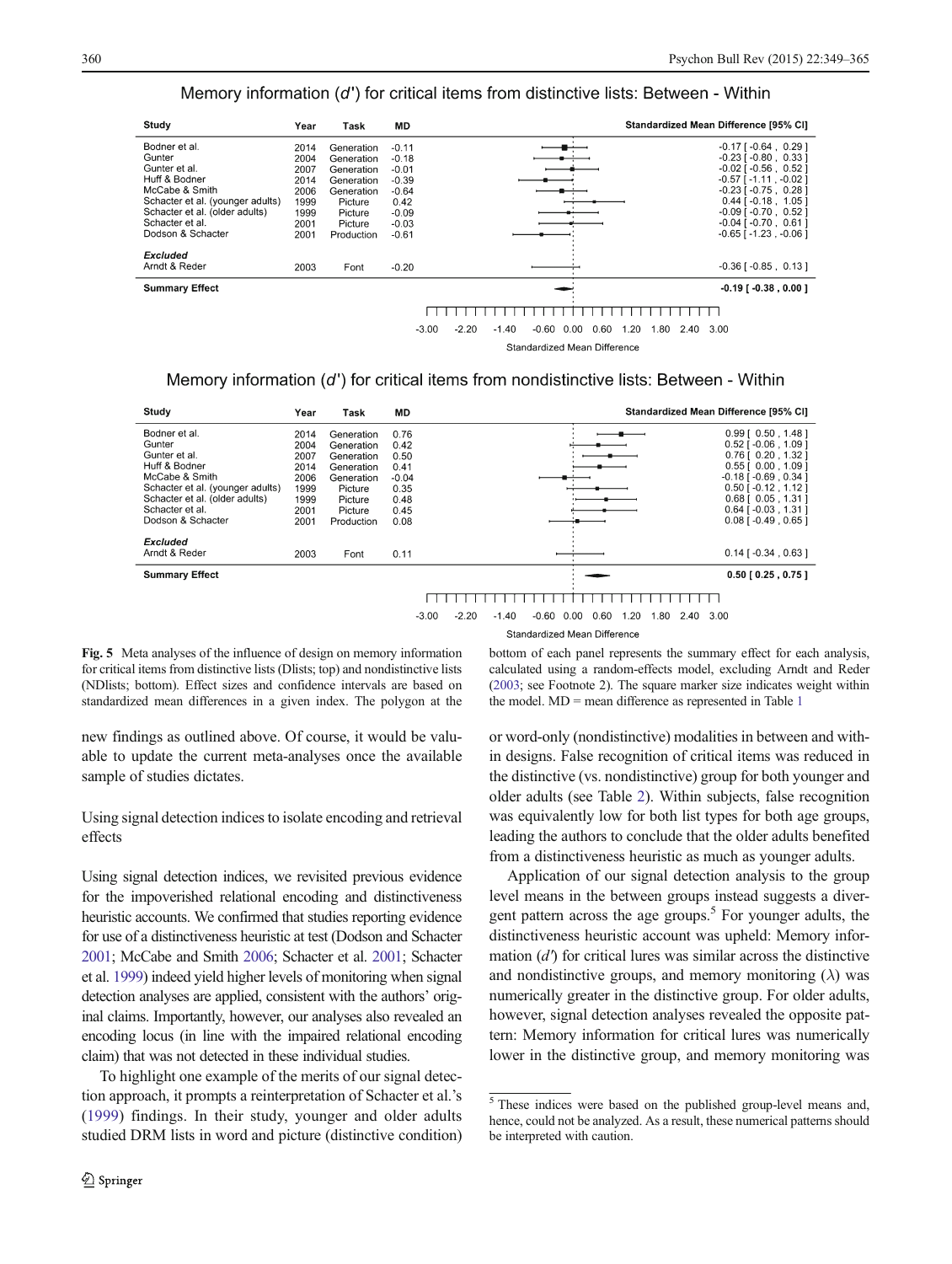Memory information ($d'$) for critical items from distinctive lists: Between - Within

| Study | Year | Task | MD | Standardized Mean Difference [95% CI] |
|---|---|---|---|---|
| Bodner et al. | 2014 | Generation | -0.11 | -0.17 [ -0.64 , 0.29 ] |
| Gunter | 2004 | Generation | -0.18 | -0.23 [ -0.80 , 0.33 ] |
| Gunter et al. | 2007 | Generation | -0.01 | -0.02 [ -0.56 , 0.52 ] |
| Huff & Bodner | 2014 | Generation | -0.39 | -0.57 [ -1.11 , -0.02 ] |
| McCabe & Smith | 2006 | Generation | -0.64 | -0.23 [ -0.75 , 0.28 ] |
| Schacter et al. (younger adults) | 1999 | Picture | 0.42 | 0.44 [ -0.18 , 1.05 ] |
| Schacter et al. (older adults) | 1999 | Picture | -0.09 | -0.09 [ -0.70 , 0.52 ] |
| Schacter et al. | 2001 | Picture | -0.03 | -0.04 [ -0.70 , 0.61 ] |
| Dodson & Schacter | 2001 | Production | -0.61 | -0.65 [ -1.23 , -0.06 ] |
| ***Excluded*** | | | | |
| Arndt & Reder | 2003 | Font | -0.20 | -0.36 [ -0.85 , 0.13 ] |
| **Summary Effect** | | | | **-0.19 [ -0.38 , 0.00 ]** |

Memory information ($d'$) for critical items from nondistinctive lists: Between - Within

| Study | Year | Task | MD | Standardized Mean Difference [95% CI] |
|---|---|---|---|---|
| Bodner et al. | 2014 | Generation | 0.76 | 0.99 [ 0.50 , 1.48 ] |
| Gunter | 2004 | Generation | 0.42 | 0.52 [ -0.06 , 1.09 ] |
| Gunter et al. | 2007 | Generation | 0.50 | 0.76 [ 0.20 , 1.32 ] |
| Huff & Bodner | 2014 | Generation | 0.41 | 0.55 [ 0.00 , 1.09 ] |
| McCabe & Smith | 2006 | Generation | -0.04 | -0.18 [ -0.69 , 0.34 ] |
| Schacter et al. (younger adults) | 1999 | Picture | 0.35 | 0.50 [ -0.12 , 1.12 ] |
| Schacter et al. (older adults) | 1999 | Picture | 0.48 | 0.68 [ 0.05 , 1.31 ] |
| Schacter et al. | 2001 | Picture | 0.45 | 0.64 [ -0.03 , 1.31 ] |
| Dodson & Schacter | 2001 | Production | 0.08 | 0.08 [ -0.49 , 0.65 ] |
| ***Excluded*** | | | | |
| Arndt & Reder | 2003 | Font | 0.11 | 0.14 [ -0.34 , 0.63 ] |
| **Summary Effect** | | | | **0.50 [ 0.25 , 0.75 ]** |

**Fig. 5** Meta analyses of the influence of design on memory information for critical items from distinctive lists (Dlists; top) and nondistinctive lists (NDlists; bottom). Effect sizes and confidence intervals are based on standardized mean differences in a given index. The polygon at the bottom of each panel represents the summary effect for each analysis, calculated using a random-effects model, excluding Arndt and Reder (2003; see Footnote 2). The square marker size indicates weight within the model. MD = mean difference as represented in Table 1

new findings as outlined above. Of course, it would be valuable to update the current meta-analyses once the available sample of studies dictates.

## Using signal detection indices to isolate encoding and retrieval effects

Using signal detection indices, we revisited previous evidence for the impoverished relational encoding and distinctiveness heuristic accounts. We confirmed that studies reporting evidence for use of a distinctiveness heuristic at test (Dodson and Schacter 2001; McCabe and Smith 2006; Schacter et al. 2001; Schacter et al. 1999) indeed yield higher levels of monitoring when signal detection analyses are applied, consistent with the authors' original claims. Importantly, however, our analyses also revealed an encoding locus (in line with the impaired relational encoding claim) that was not detected in these individual studies.

To highlight one example of the merits of our signal detection approach, it prompts a reinterpretation of Schacter et al.'s (1999) findings. In their study, younger and older adults studied DRM lists in word and picture (distinctive condition) or word-only (nondistinctive) modalities in between and within designs. False recognition of critical items was reduced in the distinctive (vs. nondistinctive) group for both younger and older adults (see Table 2). Within subjects, false recognition was equivalently low for both list types for both age groups, leading the authors to conclude that the older adults benefited from a distinctiveness heuristic as much as younger adults.

Application of our signal detection analysis to the group level means in the between groups instead suggests a divergent pattern across the age groups.[5] For younger adults, the distinctiveness heuristic account was upheld: Memory information ($d'$) for critical lures was similar across the distinctive and nondistinctive groups, and memory monitoring ($\lambda$) was numerically greater in the distinctive group. For older adults, however, signal detection analyses revealed the opposite pattern: Memory information for critical lures was numerically lower in the distinctive group, and memory monitoring was

[5] These indices were based on the published group-level means and, hence, could not be analyzed. As a result, these numerical patterns should be interpreted with caution.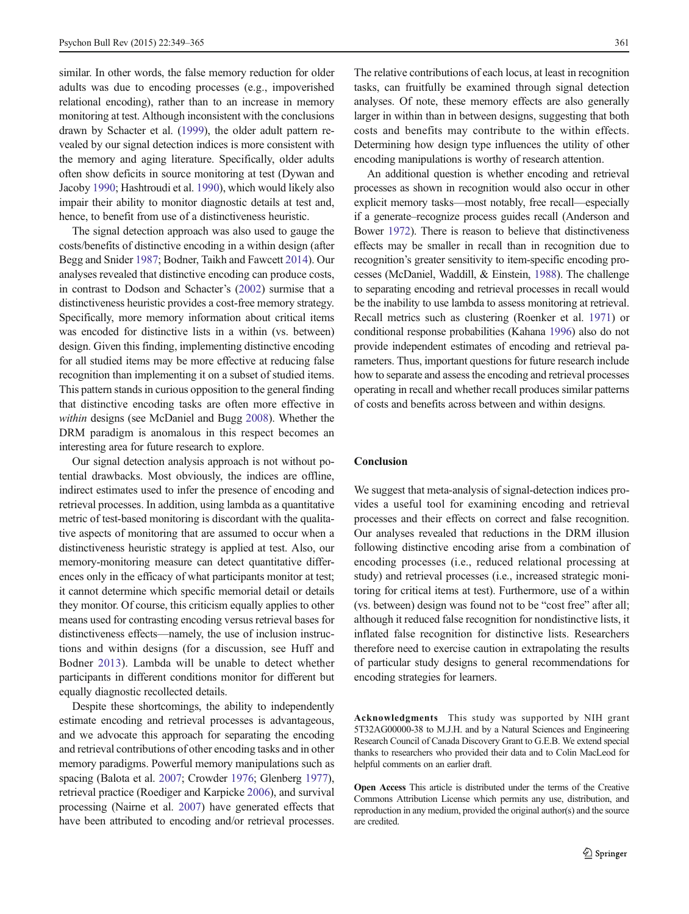similar. In other words, the false memory reduction for older adults was due to encoding processes (e.g., impoverished relational encoding), rather than to an increase in memory monitoring at test. Although inconsistent with the conclusions drawn by Schacter et al. (1999), the older adult pattern revealed by our signal detection indices is more consistent with the memory and aging literature. Specifically, older adults often show deficits in source monitoring at test (Dywan and Jacoby 1990; Hashtroudi et al. 1990), which would likely also impair their ability to monitor diagnostic details at test and, hence, to benefit from use of a distinctiveness heuristic.

The signal detection approach was also used to gauge the costs/benefits of distinctive encoding in a within design (after Begg and Snider 1987; Bodner, Taikh and Fawcett 2014). Our analyses revealed that distinctive encoding can produce costs, in contrast to Dodson and Schacter's (2002) surmise that a distinctiveness heuristic provides a cost-free memory strategy. Specifically, more memory information about critical items was encoded for distinctive lists in a within (vs. between) design. Given this finding, implementing distinctive encoding for all studied items may be more effective at reducing false recognition than implementing it on a subset of studied items. This pattern stands in curious opposition to the general finding that distinctive encoding tasks are often more effective in *within* designs (see McDaniel and Bugg 2008). Whether the DRM paradigm is anomalous in this respect becomes an interesting area for future research to explore.

Our signal detection analysis approach is not without potential drawbacks. Most obviously, the indices are offline, indirect estimates used to infer the presence of encoding and retrieval processes. In addition, using lambda as a quantitative metric of test-based monitoring is discordant with the qualitative aspects of monitoring that are assumed to occur when a distinctiveness heuristic strategy is applied at test. Also, our memory-monitoring measure can detect quantitative differences only in the efficacy of what participants monitor at test; it cannot determine which specific memorial detail or details they monitor. Of course, this criticism equally applies to other means used for contrasting encoding versus retrieval bases for distinctiveness effects—namely, the use of inclusion instructions and within designs (for a discussion, see Huff and Bodner 2013). Lambda will be unable to detect whether participants in different conditions monitor for different but equally diagnostic recollected details.

Despite these shortcomings, the ability to independently estimate encoding and retrieval processes is advantageous, and we advocate this approach for separating the encoding and retrieval contributions of other encoding tasks and in other memory paradigms. Powerful memory manipulations such as spacing (Balota et al. 2007; Crowder 1976; Glenberg 1977), retrieval practice (Roediger and Karpicke 2006), and survival processing (Nairne et al. 2007) have generated effects that have been attributed to encoding and/or retrieval processes. The relative contributions of each locus, at least in recognition tasks, can fruitfully be examined through signal detection analyses. Of note, these memory effects are also generally larger in within than in between designs, suggesting that both costs and benefits may contribute to the within effects. Determining how design type influences the utility of other encoding manipulations is worthy of research attention.

An additional question is whether encoding and retrieval processes as shown in recognition would also occur in other explicit memory tasks—most notably, free recall—especially if a generate–recognize process guides recall (Anderson and Bower 1972). There is reason to believe that distinctiveness effects may be smaller in recall than in recognition due to recognition's greater sensitivity to item-specific encoding processes (McDaniel, Waddill, & Einstein, 1988). The challenge to separating encoding and retrieval processes in recall would be the inability to use lambda to assess monitoring at retrieval. Recall metrics such as clustering (Roenker et al. 1971) or conditional response probabilities (Kahana 1996) also do not provide independent estimates of encoding and retrieval parameters. Thus, important questions for future research include how to separate and assess the encoding and retrieval processes operating in recall and whether recall produces similar patterns of costs and benefits across between and within designs.

## Conclusion

We suggest that meta-analysis of signal-detection indices provides a useful tool for examining encoding and retrieval processes and their effects on correct and false recognition. Our analyses revealed that reductions in the DRM illusion following distinctive encoding arise from a combination of encoding processes (i.e., reduced relational processing at study) and retrieval processes (i.e., increased strategic monitoring for critical items at test). Furthermore, use of a within (vs. between) design was found not to be "cost free" after all; although it reduced false recognition for nondistinctive lists, it inflated false recognition for distinctive lists. Researchers therefore need to exercise caution in extrapolating the results of particular study designs to general recommendations for encoding strategies for learners.

**Acknowledgments** This study was supported by NIH grant 5T32AG00000-38 to M.J.H. and by a Natural Sciences and Engineering Research Council of Canada Discovery Grant to G.E.B. We extend special thanks to researchers who provided their data and to Colin MacLeod for helpful comments on an earlier draft.

**Open Access** This article is distributed under the terms of the Creative Commons Attribution License which permits any use, distribution, and reproduction in any medium, provided the original author(s) and the source are credited.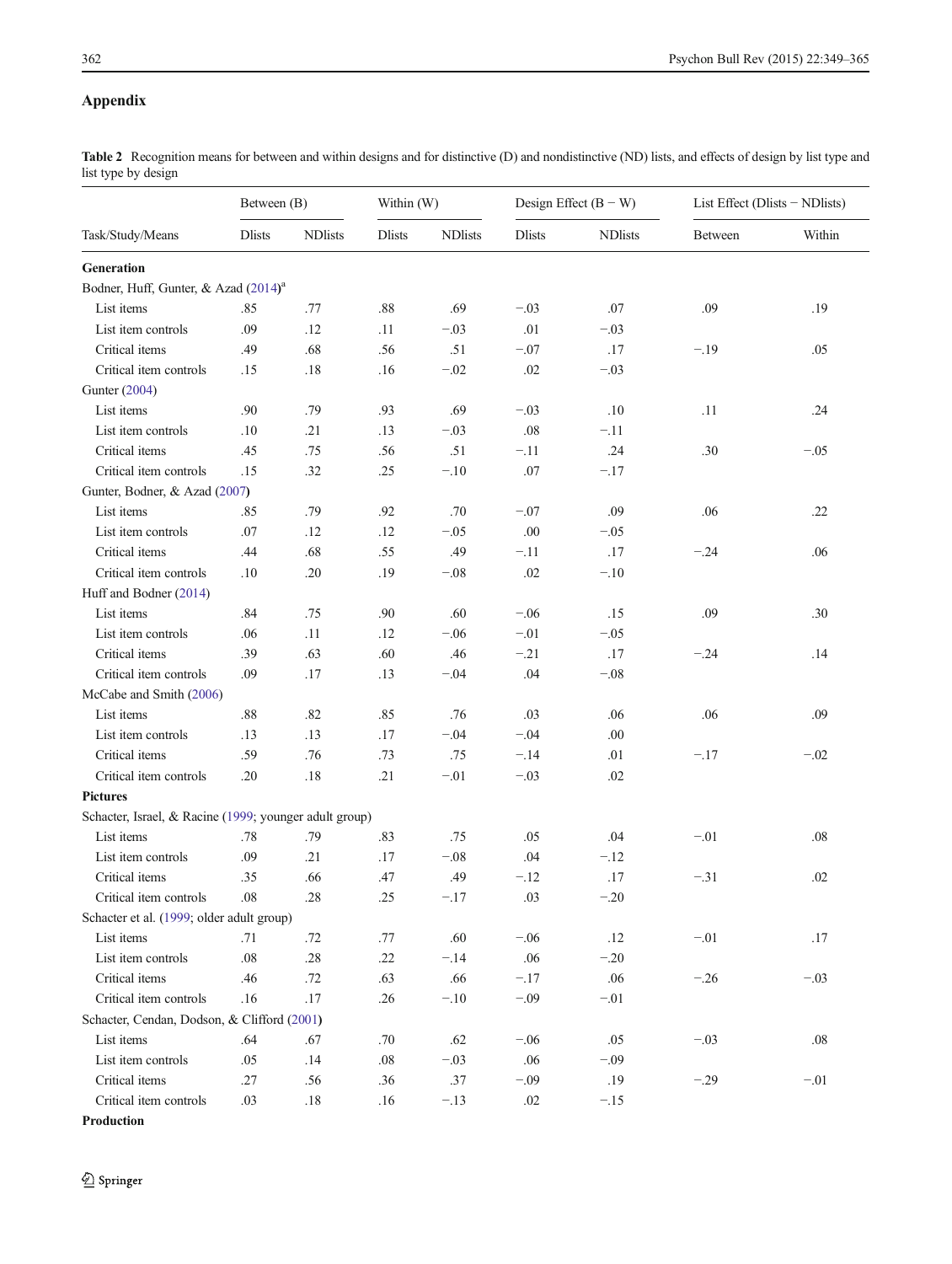## Appendix

**Table 2** Recognition means for between and within designs and for distinctive (D) and nondistinctive (ND) lists, and effects of design by list type and list type by design

| Task/Study/Means | Between (B) | | Within (W) | | Design Effect (B − W) | | List Effect (Dlists − NDlists) | |
|---|---|---|---|---|---|---|---|---|
| | Dlists | NDlists | Dlists | NDlists | Dlists | NDlists | Between | Within |
| **Generation** | | | | | | | | |
| Bodner, Huff, Gunter, & Azad (2014)[a] | | | | | | | | |
| List items | .85 | .77 | .88 | .69 | −.03 | .07 | .09 | .19 |
| List item controls | .09 | .12 | .11 | −.03 | .01 | −.03 | | |
| Critical items | .49 | .68 | .56 | .51 | −.07 | .17 | −.19 | .05 |
| Critical item controls | .15 | .18 | .16 | −.02 | .02 | −.03 | | |
| Gunter (2004) | | | | | | | | |
| List items | .90 | .79 | .93 | .69 | −.03 | .10 | .11 | .24 |
| List item controls | .10 | .21 | .13 | −.03 | .08 | −.11 | | |
| Critical items | .45 | .75 | .56 | .51 | −.11 | .24 | .30 | −.05 |
| Critical item controls | .15 | .32 | .25 | −.10 | .07 | −.17 | | |
| Gunter, Bodner, & Azad (2007) | | | | | | | | |
| List items | .85 | .79 | .92 | .70 | −.07 | .09 | .06 | .22 |
| List item controls | .07 | .12 | .12 | −.05 | .00 | −.05 | | |
| Critical items | .44 | .68 | .55 | .49 | −.11 | .17 | −.24 | .06 |
| Critical item controls | .10 | .20 | .19 | −.08 | .02 | −.10 | | |
| Huff and Bodner (2014) | | | | | | | | |
| List items | .84 | .75 | .90 | .60 | −.06 | .15 | .09 | .30 |
| List item controls | .06 | .11 | .12 | −.06 | −.01 | −.05 | | |
| Critical items | .39 | .63 | .60 | .46 | −.21 | .17 | −.24 | .14 |
| Critical item controls | .09 | .17 | .13 | −.04 | .04 | −.08 | | |
| McCabe and Smith (2006) | | | | | | | | |
| List items | .88 | .82 | .85 | .76 | .03 | .06 | .06 | .09 |
| List item controls | .13 | .13 | .17 | −.04 | −.04 | .00 | | |
| Critical items | .59 | .76 | .73 | .75 | −.14 | .01 | −.17 | −.02 |
| Critical item controls | .20 | .18 | .21 | −.01 | −.03 | .02 | | |
| **Pictures** | | | | | | | | |
| Schacter, Israel, & Racine (1999; younger adult group) | | | | | | | | |
| List items | .78 | .79 | .83 | .75 | .05 | .04 | −.01 | .08 |
| List item controls | .09 | .21 | .17 | −.08 | .04 | −.12 | | |
| Critical items | .35 | .66 | .47 | .49 | −.12 | .17 | −.31 | .02 |
| Critical item controls | .08 | .28 | .25 | −.17 | .03 | −.20 | | |
| Schacter et al. (1999; older adult group) | | | | | | | | |
| List items | .71 | .72 | .77 | .60 | −.06 | .12 | −.01 | .17 |
| List item controls | .08 | .28 | .22 | −.14 | .06 | −.20 | | |
| Critical items | .46 | .72 | .63 | .66 | −.17 | .06 | −.26 | −.03 |
| Critical item controls | .16 | .17 | .26 | −.10 | −.09 | −.01 | | |
| Schacter, Cendan, Dodson, & Clifford (2001) | | | | | | | | |
| List items | .64 | .67 | .70 | .62 | −.06 | .05 | −.03 | .08 |
| List item controls | .05 | .14 | .08 | −.03 | .06 | −.09 | | |
| Critical items | .27 | .56 | .36 | .37 | −.09 | .19 | −.29 | −.01 |
| Critical item controls | .03 | .18 | .16 | −.13 | .02 | −.15 | | |
| **Production** | | | | | | | | |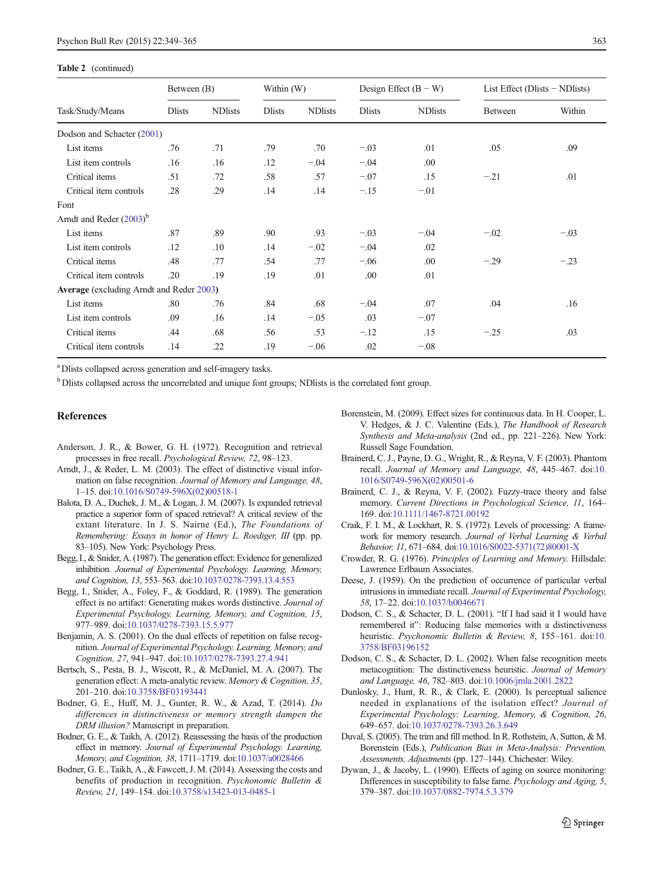**Table 2** (continued)

| Task/Study/Means | Between (B) | | Within (W) | | Design Effect (B − W) | | List Effect (Dlists − NDlists) | |
|---|---|---|---|---|---|---|---|---|
| | Dlists | NDlists | Dlists | NDlists | Dlists | NDlists | Between | Within |
| Dodson and Schacter (2001) | | | | | | | | |
| List items | .76 | .71 | .79 | .70 | −.03 | .01 | .05 | .09 |
| List item controls | .16 | .16 | .12 | −.04 | −.04 | .00 | | |
| Critical items | .51 | .72 | .58 | .57 | −.07 | .15 | −.21 | .01 |
| Critical item controls | .28 | .29 | .14 | .14 | −.15 | −.01 | | |
| Font | | | | | | | | |
| Arndt and Reder (2003)[b] | | | | | | | | |
| List items | .87 | .89 | .90 | .93 | −.03 | −.04 | −.02 | −.03 |
| List item controls | .12 | .10 | .14 | −.02 | −.04 | .02 | | |
| Critical items | .48 | .77 | .54 | .77 | −.06 | .00 | −.29 | −.23 |
| Critical item controls | .20 | .19 | .19 | .01 | .00 | .01 | | |
| **Average** (excluding Arndt and Reder 2003) | | | | | | | | |
| List items | .80 | .76 | .84 | .68 | −.04 | .07 | .04 | .16 |
| List item controls | .09 | .16 | .14 | −.05 | .03 | −.07 | | |
| Critical items | .44 | .68 | .56 | .53 | −.12 | .15 | −.25 | .03 |
| Critical item controls | .14 | .22 | .19 | −.06 | .02 | −.08 | | |

[a] Dlists collapsed across generation and self-imagery tasks.

[b] Dlists collapsed across the uncorrelated and unique font groups; NDlists is the correlated font group.

## References

Anderson, J. R., & Bower, G. H. (1972). Recognition and retrieval processes in free recall. *Psychological Review, 72*, 98–123.

Arndt, J., & Reder, L. M. (2003). The effect of distinctive visual information on false recognition. *Journal of Memory and Language, 48*, 1–15. doi:10.1016/S0749-596X(02)00518-1

Balota, D. A., Duchek, J. M., & Logan, J. M. (2007). Is expanded retrieval practice a superior form of spaced retrieval? A critical review of the extant literature. In J. S. Nairne (Ed.), *The Foundations of Remembering: Essays in honor of Henry L. Roediger, III* (pp. pp. 83–105). New York: Psychology Press.

Begg, I., & Snider, A. (1987). The generation effect: Evidence for generalized inhibition. *Journal of Experimental Psychology. Learning, Memory, and Cognition, 13*, 553–563. doi:10.1037/0278-7393.13.4.553

Begg, I., Snider, A., Foley, F., & Goddard, R. (1989). The generation effect is no artifact: Generating makes words distinctive. *Journal of Experimental Psychology. Learning, Memory, and Cognition, 15*, 977–989. doi:10.1037/0278-7393.15.5.977

Benjamin, A. S. (2001). On the dual effects of repetition on false recognition. *Journal of Experimental Psychology. Learning, Memory, and Cognition, 27*, 941–947. doi:10.1037/0278-7393.27.4.941

Bertsch, S., Pesta, B. J., Wiscott, R., & McDaniel, M. A. (2007). The generation effect: A meta-analytic review. *Memory & Cognition, 35*, 201–210. doi:10.3758/BF03193441

Bodner, G. E., Huff, M. J., Gunter, R. W., & Azad, T. (2014). *Do differences in distinctiveness or memory strength dampen the DRM illusion?* Manuscript in preparation.

Bodner, G. E., & Taikh, A. (2012). Reassessing the basis of the production effect in memory. *Journal of Experimental Psychology. Learning, Memory, and Cognition, 38*, 1711–1719. doi:10.1037/a0028466

Bodner, G. E., Taikh, A., & Fawcett, J. M. (2014). Assessing the costs and benefits of production in recognition. *Psychonomic Bulletin & Review, 21*, 149–154. doi:10.3758/s13423-013-0485-1

Borenstein, M. (2009). Effect sizes for continuous data. In H. Cooper, L. V. Hedges, & J. C. Valentine (Eds.), *The Handbook of Research Synthesis and Meta-analysis* (2nd ed., pp. 221–226). New York: Russell Sage Foundation.

Brainerd, C. J., Payne, D. G., Wright, R., & Reyna, V. F. (2003). Phantom recall. *Journal of Memory and Language, 48*, 445–467. doi:10.1016/S0749-596X(02)00501-6

Brainerd, C. J., & Reyna, V. F. (2002). Fuzzy-trace theory and false memory. *Current Directions in Psychological Science, 11*, 164–169. doi:10.1111/1467-8721.00192

Craik, F. I. M., & Lockhart, R. S. (1972). Levels of processing: A framework for memory research. *Journal of Verbal Learning & Verbal Behavior, 11*, 671–684. doi:10.1016/S0022-5371(72)80001-X

Crowder, R. G. (1976). *Principles of Learning and Memory.* Hillsdale: Lawrence Erlbaum Associates.

Deese, J. (1959). On the prediction of occurrence of particular verbal intrusions in immediate recall. *Journal of Experimental Psychology, 58*, 17–22. doi:10.1037/h0046671

Dodson, C. S., & Schacter, D. L. (2001). "If I had said it I would have remembered it": Reducing false memories with a distinctiveness heuristic. *Psychonomic Bulletin & Review, 8*, 155–161. doi:10.3758/BF03196152

Dodson, C. S., & Schacter, D. L. (2002). When false recognition meets metacognition: The distinctiveness heuristic. *Journal of Memory and Language, 46*, 782–803. doi:10.1006/jmla.2001.2822

Dunlosky, J., Hunt, R. R., & Clark, E. (2000). Is perceptual salience needed in explanations of the isolation effect? *Journal of Experimental Psychology: Learning, Memory, & Cognition, 26*, 649–657. doi:10.1037/0278-7393.26.3.649

Duval, S. (2005). The trim and fill method. In R. Rothstein, A. Sutton, & M. Borenstein (Eds.), *Publication Bias in Meta-Analysis: Prevention, Assessments, Adjustments* (pp. 127–144). Chichester: Wiley.

Dywan, J., & Jacoby, L. (1990). Effects of aging on source monitoring: Differences in susceptibility to false fame. *Psychology and Aging, 5*, 379–387. doi:10.1037/0882-7974.5.3.379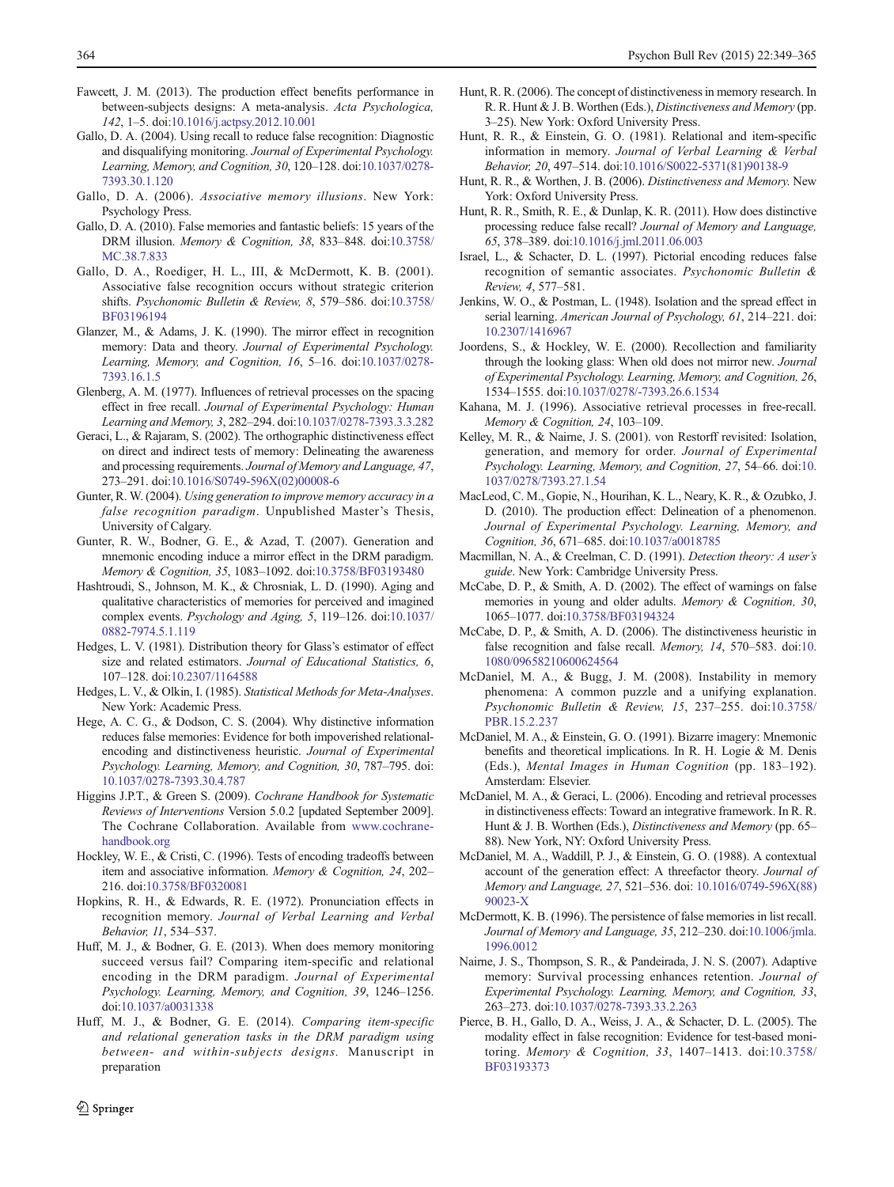Fawcett, J. M. (2013). The production effect benefits performance in between-subjects designs: A meta-analysis. *Acta Psychologica, 142*, 1–5. doi:10.1016/j.actpsy.2012.10.001

Gallo, D. A. (2004). Using recall to reduce false recognition: Diagnostic and disqualifying monitoring. *Journal of Experimental Psychology. Learning, Memory, and Cognition, 30*, 120–128. doi:10.1037/0278-7393.30.1.120

Gallo, D. A. (2006). *Associative memory illusions*. New York: Psychology Press.

Gallo, D. A. (2010). False memories and fantastic beliefs: 15 years of the DRM illusion. *Memory & Cognition, 38*, 833–848. doi:10.3758/MC.38.7.833

Gallo, D. A., Roediger, H. L., III, & McDermott, K. B. (2001). Associative false recognition occurs without strategic criterion shifts. *Psychonomic Bulletin & Review, 8*, 579–586. doi:10.3758/BF03196194

Glanzer, M., & Adams, J. K. (1990). The mirror effect in recognition memory: Data and theory. *Journal of Experimental Psychology. Learning, Memory, and Cognition, 16*, 5–16. doi:10.1037/0278-7393.16.1.5

Glenberg, A. M. (1977). Influences of retrieval processes on the spacing effect in free recall. *Journal of Experimental Psychology: Human Learning and Memory, 3*, 282–294. doi:10.1037/0278-7393.3.3.282

Geraci, L., & Rajaram, S. (2002). The orthographic distinctiveness effect on direct and indirect tests of memory: Delineating the awareness and processing requirements. *Journal of Memory and Language, 47*, 273–291. doi:10.1016/S0749-596X(02)00008-6

Gunter, R. W. (2004). *Using generation to improve memory accuracy in a false recognition paradigm*. Unpublished Master's Thesis, University of Calgary.

Gunter, R. W., Bodner, G. E., & Azad, T. (2007). Generation and mnemonic encoding induce a mirror effect in the DRM paradigm. *Memory & Cognition, 35*, 1083–1092. doi:10.3758/BF03193480

Hashtroudi, S., Johnson, M. K., & Chrosniak, L. D. (1990). Aging and qualitative characteristics of memories for perceived and imagined complex events. *Psychology and Aging, 5*, 119–126. doi:10.1037/0882-7974.5.1.119

Hedges, L. V. (1981). Distribution theory for Glass's estimator of effect size and related estimators. *Journal of Educational Statistics, 6*, 107–128. doi:10.2307/1164588

Hedges, L. V., & Olkin, I. (1985). *Statistical Methods for Meta-Analyses*. New York: Academic Press.

Hege, A. C. G., & Dodson, C. S. (2004). Why distinctive information reduces false memories: Evidence for both impoverished relational-encoding and distinctiveness heuristic. *Journal of Experimental Psychology. Learning, Memory, and Cognition, 30*, 787–795. doi:10.1037/0278-7393.30.4.787

Higgins J.P.T., & Green S. (2009). *Cochrane Handbook for Systematic Reviews of Interventions* Version 5.0.2 [updated September 2009]. The Cochrane Collaboration. Available from www.cochrane-handbook.org

Hockley, W. E., & Cristi, C. (1996). Tests of encoding tradeoffs between item and associative information. *Memory & Cognition, 24*, 202–216. doi:10.3758/BF0320081

Hopkins, R. H., & Edwards, R. E. (1972). Pronunciation effects in recognition memory. *Journal of Verbal Learning and Verbal Behavior, 11*, 534–537.

Huff, M. J., & Bodner, G. E. (2013). When does memory monitoring succeed versus fail? Comparing item-specific and relational encoding in the DRM paradigm. *Journal of Experimental Psychology. Learning, Memory, and Cognition, 39*, 1246–1256. doi:10.1037/a0031338

Huff, M. J., & Bodner, G. E. (2014). *Comparing item-specific and relational generation tasks in the DRM paradigm using between- and within-subjects designs.* Manuscript in preparation

Hunt, R. R. (2006). The concept of distinctiveness in memory research. In R. R. Hunt & J. B. Worthen (Eds.), *Distinctiveness and Memory* (pp. 3–25). New York: Oxford University Press.

Hunt, R. R., & Einstein, G. O. (1981). Relational and item-specific information in memory. *Journal of Verbal Learning & Verbal Behavior, 20*, 497–514. doi:10.1016/S0022-5371(81)90138-9

Hunt, R. R., & Worthen, J. B. (2006). *Distinctiveness and Memory*. New York: Oxford University Press.

Hunt, R. R., Smith, R. E., & Dunlap, K. R. (2011). How does distinctive processing reduce false recall? *Journal of Memory and Language, 65*, 378–389. doi:10.1016/j.jml.2011.06.003

Israel, L., & Schacter, D. L. (1997). Pictorial encoding reduces false recognition of semantic associates. *Psychonomic Bulletin & Review, 4*, 577–581.

Jenkins, W. O., & Postman, L. (1948). Isolation and the spread effect in serial learning. *American Journal of Psychology, 61*, 214–221. doi:10.2307/1416967

Joordens, S., & Hockley, W. E. (2000). Recollection and familiarity through the looking glass: When old does not mirror new. *Journal of Experimental Psychology. Learning, Memory, and Cognition, 26*, 1534–1555. doi:10.1037/0278/-7393.26.6.1534

Kahana, M. J. (1996). Associative retrieval processes in free-recall. *Memory & Cognition, 24*, 103–109.

Kelley, M. R., & Nairne, J. S. (2001). von Restorff revisited: Isolation, generation, and memory for order. *Journal of Experimental Psychology. Learning, Memory, and Cognition, 27*, 54–66. doi:10.1037/0278/7393.27.1.54

MacLeod, C. M., Gopie, N., Hourihan, K. L., Neary, K. R., & Ozubko, J. D. (2010). The production effect: Delineation of a phenomenon. *Journal of Experimental Psychology. Learning, Memory, and Cognition, 36*, 671–685. doi:10.1037/a0018785

Macmillan, N. A., & Creelman, C. D. (1991). *Detection theory: A user's guide*. New York: Cambridge University Press.

McCabe, D. P., & Smith, A. D. (2002). The effect of warnings on false memories in young and older adults. *Memory & Cognition, 30*, 1065–1077. doi:10.3758/BF03194324

McCabe, D. P., & Smith, A. D. (2006). The distinctiveness heuristic in false recognition and false recall. *Memory, 14*, 570–583. doi:10.1080/09658210600624564

McDaniel, M. A., & Bugg, J. M. (2008). Instability in memory phenomena: A common puzzle and a unifying explanation. *Psychonomic Bulletin & Review, 15*, 237–255. doi:10.3758/PBR.15.2.237

McDaniel, M. A., & Einstein, G. O. (1991). Bizarre imagery: Mnemonic benefits and theoretical implications. In R. H. Logie & M. Denis (Eds.), *Mental Images in Human Cognition* (pp. 183–192). Amsterdam: Elsevier.

McDaniel, M. A., & Geraci, L. (2006). Encoding and retrieval processes in distinctiveness effects: Toward an integrative framework. In R. R. Hunt & J. B. Worthen (Eds.), *Distinctiveness and Memory* (pp. 65–88). New York, NY: Oxford University Press.

McDaniel, M. A., Waddill, P. J., & Einstein, G. O. (1988). A contextual account of the generation effect: A threefactor theory. *Journal of Memory and Language, 27*, 521–536. doi: 10.1016/0749-596X(88)90023-X

McDermott, K. B. (1996). The persistence of false memories in list recall. *Journal of Memory and Language, 35*, 212–230. doi:10.1006/jmla.1996.0012

Nairne, J. S., Thompson, S. R., & Pandeirada, J. N. S. (2007). Adaptive memory: Survival processing enhances retention. *Journal of Experimental Psychology. Learning, Memory, and Cognition, 33*, 263–273. doi:10.1037/0278-7393.33.2.263

Pierce, B. H., Gallo, D. A., Weiss, J. A., & Schacter, D. L. (2005). The modality effect in false recognition: Evidence for test-based monitoring. *Memory & Cognition, 33*, 1407–1413. doi:10.3758/BF03193373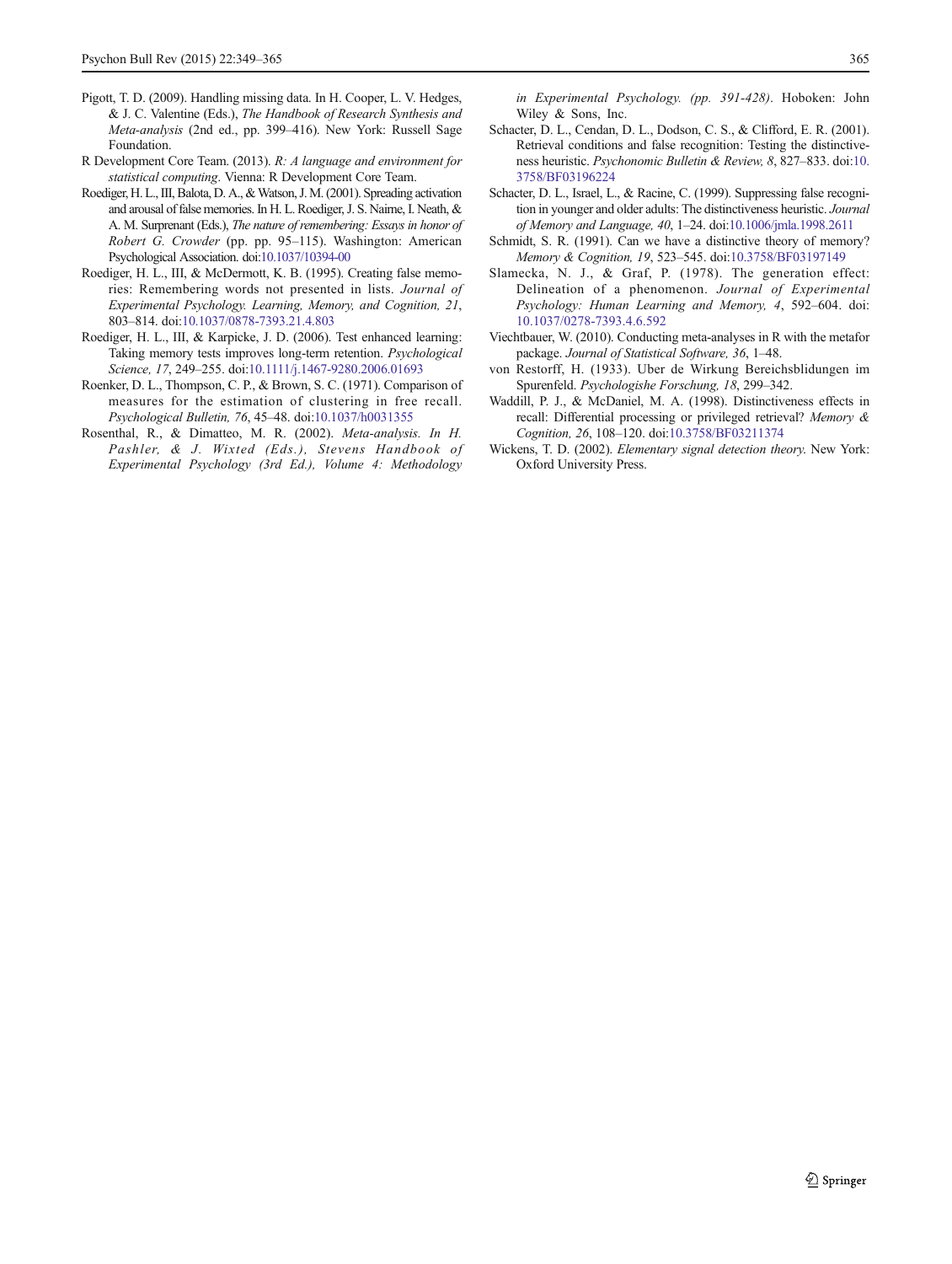Pigott, T. D. (2009). Handling missing data. In H. Cooper, L. V. Hedges, & J. C. Valentine (Eds.), *The Handbook of Research Synthesis and Meta-analysis* (2nd ed., pp. 399–416). New York: Russell Sage Foundation.

R Development Core Team. (2013). *R: A language and environment for statistical computing*. Vienna: R Development Core Team.

Roediger, H. L., III, Balota, D. A., & Watson, J. M. (2001). Spreading activation and arousal of false memories. In H. L. Roediger, J. S. Nairne, I. Neath, & A. M. Surprenant (Eds.), *The nature of remembering: Essays in honor of Robert G. Crowder* (pp. pp. 95–115). Washington: American Psychological Association. doi:10.1037/10394-00

Roediger, H. L., III, & McDermott, K. B. (1995). Creating false memories: Remembering words not presented in lists. *Journal of Experimental Psychology. Learning, Memory, and Cognition, 21*, 803–814. doi:10.1037/0878-7393.21.4.803

Roediger, H. L., III, & Karpicke, J. D. (2006). Test enhanced learning: Taking memory tests improves long-term retention. *Psychological Science, 17*, 249–255. doi:10.1111/j.1467-9280.2006.01693

Roenker, D. L., Thompson, C. P., & Brown, S. C. (1971). Comparison of measures for the estimation of clustering in free recall. *Psychological Bulletin, 76*, 45–48. doi:10.1037/h0031355

Rosenthal, R., & Dimatteo, M. R. (2002). *Meta-analysis. In H. Pashler, & J. Wixted (Eds.), Stevens Handbook of Experimental Psychology (3rd Ed.), Volume 4: Methodology in Experimental Psychology. (pp. 391-428)*. Hoboken: John Wiley & Sons, Inc.

Schacter, D. L., Cendan, D. L., Dodson, C. S., & Clifford, E. R. (2001). Retrieval conditions and false recognition: Testing the distinctiveness heuristic. *Psychonomic Bulletin & Review, 8*, 827–833. doi:10.3758/BF03196224

Schacter, D. L., Israel, L., & Racine, C. (1999). Suppressing false recognition in younger and older adults: The distinctiveness heuristic. *Journal of Memory and Language, 40*, 1–24. doi:10.1006/jmla.1998.2611

Schmidt, S. R. (1991). Can we have a distinctive theory of memory? *Memory & Cognition, 19*, 523–545. doi:10.3758/BF03197149

Slamecka, N. J., & Graf, P. (1978). The generation effect: Delineation of a phenomenon. *Journal of Experimental Psychology: Human Learning and Memory, 4*, 592–604. doi:10.1037/0278-7393.4.6.592

Viechtbauer, W. (2010). Conducting meta-analyses in R with the metafor package. *Journal of Statistical Software, 36*, 1–48.

von Restorff, H. (1933). Uber de Wirkung Bereichsblidungen im Spurenfeld. *Psychologishe Forschung, 18*, 299–342.

Waddill, P. J., & McDaniel, M. A. (1998). Distinctiveness effects in recall: Differential processing or privileged retrieval? *Memory & Cognition, 26*, 108–120. doi:10.3758/BF03211374

Wickens, T. D. (2002). *Elementary signal detection theory*. New York: Oxford University Press.